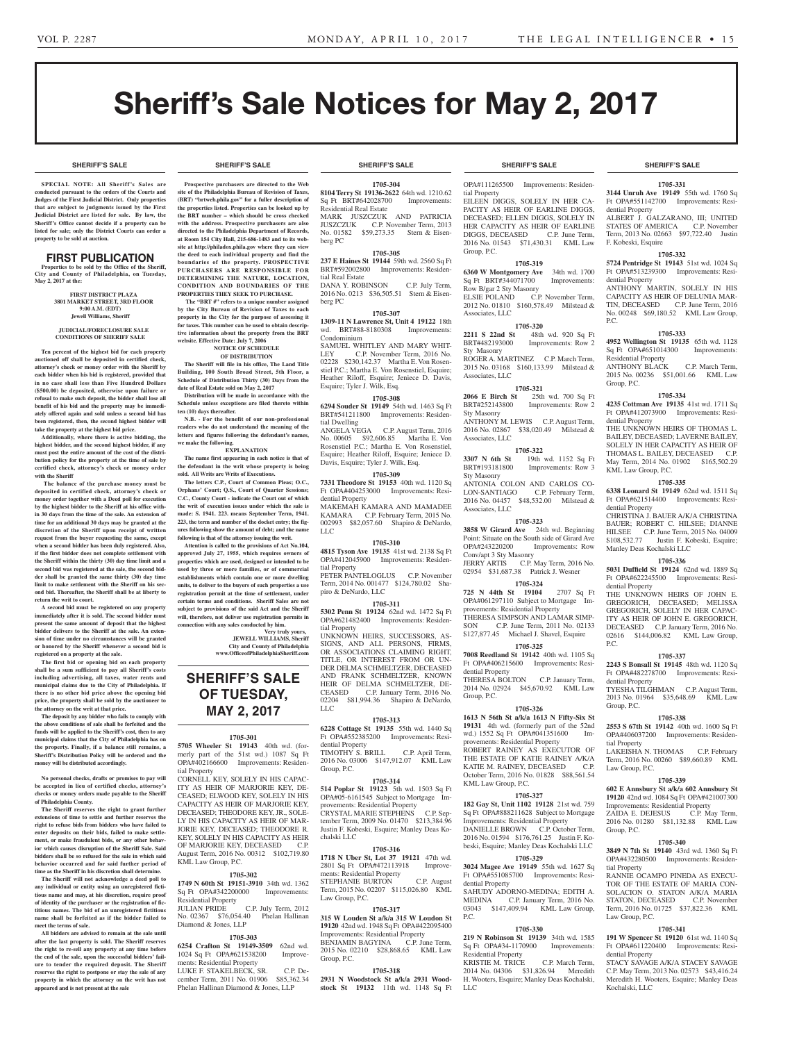# Sheriff's Sale Notices for May 2, 2017

## SHERIFF'S SALE

**SPECIAL NOTE: All Sheriff's Sales are conducted pursuant to the orders of the Courts and Judges of the First Judicial District. Only properties that are subject to judgments issued by the First Judicial District are listed for sale. By law, the Sheriff's Office cannot decide if a property can be listed for sale; only the District Courts can order a property to be sold at auction.**

## FIRST PUBLICATION

**Properties to be sold by the Office of the Sheriff, City and County of Philadelphia, on Tuesday, May 2, 2017 at the:**

**FIRST DISTRICT PLAZA**
**3801 MARKET STREET, 3RD FLOOR**
**9:00 A.M. (EDT)**
**Jewell Williams, Sheriff**

**JUDICIAL/FORECLOSURE SALE CONDITIONS OF SHERIFF SALE**

**Ten percent of the highest bid for each property auctioned off shall be deposited in certified check, attorney's check or money order with the Sheriff by each bidder when his bid is registered, provided that in no case shall less than Five Hundred Dollars ($500.00) be deposited, otherwise upon failure or refusal to make such deposit, the bidder shall lose all benefit of his bid and the property may be immediately offered again and sold unless a second bid has been registered, then, the second highest bidder will take the property at the highest bid price.**

**Additionally, where there is active bidding, the highest bidder, and the second highest bidder, if any must post the entire amount of the cost of the distribution policy for the property at the time of sale by certified check, attorney's check or money order with the Sheriff**

**The balance of the purchase money must be deposited in certified check, attorney's check or money order together with a Deed poll for execution by the highest bidder to the Sheriff at his office within 30 days from the time of the sale. An extension of time for an additional 30 days may be granted at the discretion of the Sheriff upon receipt of written request from the buyer requesting the same, except when a second bidder has been duly registered. Also, if the first bidder does not complete settlement with the Sheriff within the thirty (30) day time limit and a second bid was registered at the sale, the second bidder shall be granted the same thirty (30) day time limit to make settlement with the Sheriff on his second bid. Thereafter, the Sheriff shall be at liberty to return the writ to court.**

**A second bid must be registered on any property immediately after it is sold. The second bidder must present the same amount of deposit that the highest bidder delivers to the Sheriff at the sale. An extension of time under no circumstances will be granted or honored by the Sheriff whenever a second bid is registered on a property at the sale.**

**The first bid or opening bid on each property shall be a sum sufficient to pay all Sheriff's costs including advertising, all taxes, water rents and municipal claims due to the City of Philadelphia. If there is no other bid price above the opening bid price, the property shall be sold by the auctioneer to the attorney on the writ at that price.**

**The deposit by any bidder who fails to comply with the above conditions of sale shall be forfeited and the funds will be applied to the Sheriff's cost, then to any municipal claims that the City of Philadelphia has on the property. Finally, if a balance still remains, a Sheriff's Distribution Policy will be ordered and the money will be distributed accordingly.**

**No personal checks, drafts or promises to pay will be accepted in lieu of certified checks, attorney's checks or money orders made payable to the Sheriff of Philadelphia County.**

**The Sheriff reserves the right to grant further extensions of time to settle and further reserves the right to refuse bids from bidders who have failed to enter deposits on their bids, failed to make settlement, or make fraudulent bids, or any other behavior which causes disruption of the Sheriff Sale. Said bidders shall be so refused for the sale in which said behavior occurred and for said further period of time as the Sheriff in his discretion shall determine.**

**The Sheriff will not acknowledge a deed poll to any individual or entity using an unregistered fictitious name and may, at his discretion, require proof of identity of the purchaser or the registration of fictitious names. The bid of an unregistered fictitious name shall be forfeited as if the bidder failed to meet the terms of sale.**

**All bidders are advised to remain at the sale until after the last property is sold. The Sheriff reserves the right to re-sell any property at any time before the end of the sale, upon the successful bidders' failure to tender the required deposit. The Sheriff reserves the right to postpone or stay the sale of any property in which the attorney on the writ has not appeared and is not present at the sale**

**Prospective purchasers are directed to the Web site of the Philadelphia Bureau of Revision of Taxes, (BRT) "brtweb.phila.gov" for a fuller description of the properties listed. Properties can be looked up by the BRT number – which should be cross checked with the address. Prospective purchasers are also directed to the Philadelphia Department of Records, at Room 154 City Hall, 215-686-1483 and to its website at http://philadox.phila.gov where they can view the deed to each individual property and find the boundaries of the property. PROSPECTIVE PURCHASERS ARE RESPONSIBLE FOR DETERMINING THE NATURE, LOCATION, CONDITION AND BOUNDARIES OF THE PROPERTIES THEY SEEK TO PURCHASE.**

**The "BRT #" refers to a unique number assigned by the City Bureau of Revision of Taxes to each property in the City for the purpose of assessing it for taxes. This number can be used to obtain descriptive information about the property from the BRT website. Effective Date: July 7, 2006**

**NOTICE OF SCHEDULE OF DISTRIBUTION**

**The Sheriff will file in his office, The Land Title Building, 100 South Broad Street, 5th Floor, a Schedule of Distribution Thirty (30) Days from the date of Real Estate sold on May 2, 2017**

**Distribution will be made in accordance with the Schedule unless exceptions are filed thereto within ten (10) days thereafter.**

**N.B. - For the benefit of our non-professional readers who do not understand the meaning of the letters and figures following the defendant's names, we make the following.**

**EXPLANATION**

**The name first appearing in each notice is that of the defendant in the writ whose property is being sold. All Writs are Writs of Executions.**

**The letters C.P., Court of Common Pleas; O.C., Orphans' Court; Q.S., Court of Quarter Sessions; C.C., County Court - indicate the Court out of which the writ of execution issues under which the sale is made: S. 1941. 223. means September Term, 1941. 223, the term and number of the docket entry; the figures following show the amount of debt; and the name following is that of the attorney issuing the writ.**

**Attention is called to the provisions of Act No.104, approved July 27, 1955, which requires owners of properties which are used, designed or intended to be used by three or more families, or of commercial establishments which contain one or more dwelling units, to deliver to the buyers of such properties a use registration permit at the time of settlement, under certain terms and conditions. Sheriff Sales are not subject to provisions of the said Act and the Sheriff will, therefore, not deliver use registration permits in connection with any sales conducted by him.**

**Very truly yours,**
**JEWELL WILLIAMS, Sheriff**
**City and County of Philadelphia**
**www.OfficeofPhiladelphiaSheriff.com**

# SHERIFF'S SALE OF TUESDAY, MAY 2, 2017

**1705-301**

**5705 Wheeler St 19143** 40th wd. (formerly part of the 51st wd.) 1087 Sq Ft OPA#402166600 Improvements: Residential Property
CORNELL KEY, SOLELY IN HIS CAPACITY AS HEIR OF MARJORIE KEY, DECEASED; ELWOOD KEY, SOLELY IN HIS CAPACITY AS HEIR OF MARJORIE KEY, DECEASED; THEODORE KEY, JR., SOLELY IN HIS CAPACITY AS HEIR OF MARJORIE KEY, DECEASED; THEODORE R. KEY, SOLELY IN HIS CAPACITY AS HEIR OF MARJORIE KEY, DECEASED C.P. August Term, 2016 No. 00312 $102,719.80 KML Law Group, P.C.

**1705-302**

**1749 N 60th St 19151-3910** 34th wd. 1362 Sq Ft OPA#342200000 Improvements: Residential Property
JULIAN PRIDE C.P. July Term, 2012 No. 02367 $76,054.40 Phelan Hallinan Diamond & Jones, LLP

**1705-303**

**6254 Crafton St 19149-3509** 62nd wd. 1024 Sq Ft OPA#621538200 Improvements: Residential Property
LUKE F. STAKELBECK, SR. C.P. December Term, 2011 No. 01906 $85,362.34 Phelan Hallinan Diamond & Jones, LLP

**1705-304**

**8104 Terry St 19136-2622** 64th wd. 1210.62 Sq Ft BRT#642028700 Improvements: Residential Real Estate
MARK JUSZCZUK AND PATRICIA JUSZCZUK C.P. November Term, 2013 No. 01582 $59,273.35 Stern & Eisenberg PC

**1705-305**

**237 E Haines St 19144** 59th wd. 2560 Sq Ft BRT#592002800 Improvements: Residential Real Estate
DANA Y. ROBINSON C.P. July Term, 2016 No. 0213 $36,505.51 Stern & Eisenberg PC

**1705-307**

**1309-11 N Lawrence St, Unit 4 19122** 18th wd. BRT#88-8180308 Improvements: Condominium
SAMUEL WHITLEY AND MARY WHITLEY C.P. November Term, 2016 No. 02228 $230,142.37 Martha E. Von Rosenstiel P.C.; Martha E. Von Rosenstiel, Esquire; Heather Riloff, Esquire; Jeniece D. Davis, Esquire; Tyler J. Wilk, Esq.

**1705-308**

**6294 Souder St 19149** 54th wd. 1463 Sq Ft BRT#541211800 Improvements: Residential Dwelling
ANGELA VEGA C.P. August Term, 2016 No. 00605 $92,606.85 Martha E. Von Rosenstiel P.C.; Martha E. Von Rosenstiel, Esquire; Heather Riloff, Esquire; Jeniece D. Davis, Esquire; Tyler J. Wilk, Esq.

**1705-309**

**7331 Theodore St 19153** 40th wd. 1120 Sq Ft OPA#404253000 Improvements: Residential Property
MAKEMAH KAMARA AND MAMADEE KAMARA C.P. February Term, 2015 No. 002993 $82,057.60 Shapiro & DeNardo, LLC

**1705-310**

**4815 Tyson Ave 19135** 41st wd. 2138 Sq Ft OPA#412045900 Improvements: Residential Property
PETER PANTELOGLUS C.P. November Term, 2014 No. 001477 $124,780.02 Shapiro & DeNardo, LLC

**1705-311**

**5302 Penn St 19124** 62nd wd. 1472 Sq Ft OPA#621482400 Improvements: Residential Property
UNKNOWN HEIRS, SUCCESSORS, ASSIGNS, AND ALL PERSONS, FIRMS, OR ASSOCIATIONS CLAIMING RIGHT, TITLE, OR INTEREST FROM OR UNDER DELMA SCHMELTZER, DECEASED AND FRANK SCHMELTZER, KNOWN HEIR OF DELMA SCHMELTZER, DECEASED C.P. January Term, 2016 No. 02204 $81,994.36 Shapiro & DeNardo, LLC

**1705-313**

**6228 Cottage St 19135** 55th wd. 1440 Sq Ft OPA#552385200 Improvements: Residential Property
TIMOTHY S. BRILL C.P. April Term, 2016 No. 03006 $147,912.07 KML Law Group, P.C.

**1705-314**

**514 Poplar St 19123** 5th wd. 1503 Sq Ft OPA#05-6161545 Subject to Mortgage Improvements: Residential Property
CRYSTAL MARIE STEPHENS C.P. September Term, 2009 No. 01470 $213,384.96 Justin F. Kobeski, Esquire; Manley Deas Kochalski LLC

**1705-316**

**1718 N Uber St, Lot 37 19121** 47th wd. 2801 Sq Ft OPA#472113918 Improvements: Residential Property
STEPHANIE BURTON C.P. August Term, 2015 No. 02207 $115,026.80 KML Law Group, P.C.

**1705-317**

**315 W Louden St a/k/a 315 W Loudon St 19120** 42nd wd. 1948 Sq Ft OPA#422095400 Improvements: Residential Property
BENJAMIN BAGYINA C.P. June Term, 2015 No. 02210 $28,868.65 KML Law Group, P.C.

**1705-318**

**2931 N Woodstock St a/k/a 2931 Woodstock St 19132** 11th wd. 1148 Sq Ft OPA#111265500 Improvements: Residential Property
EILEEN DIGGS, SOLELY IN HER CAPACITY AS HEIR OF EARLINE DIGGS, DECEASED; ELLEN DIGGS, SOLELY IN HER CAPACITY AS HEIR OF EARLINE DIGGS, DECEASED C.P. June Term, 2016 No. 01543 $71,430.31 KML Law Group, P.C.

**1705-319**

**6360 W Montgomery Ave** 34th wd. 1700 Sq Ft BRT#344071700 Improvements: Row B/gar 2 Sty Masonry
ELSIE POLAND C.P. November Term, 2012 No. 01810 $160,578.49 Milstead & Associates, LLC

**1705-320**

**2211 S 22nd St** 48th wd. 920 Sq Ft BRT#482193000 Improvements: Row 2 Sty Masonry
ROGER A. MARTINEZ C.P. March Term, 2015 No. 03168 $160,133.99 Milstead & Associates, LLC

**1705-321**

**2066 E Birch St** 25th wd. 700 Sq Ft BRT#252143800 Improvements: Row 2 Sty Masonry
ANTHONY M. LEWIS C.P. August Term, 2016 No. 02867 $38,020.49 Milstead & Associates, LLC

**1705-322**

**3307 N 6th St** 19th wd. 1152 Sq Ft BRT#193181800 Improvements: Row 3 Sty Masonry
ANTONIA COLON AND CARLOS COLON-SANTIAGO C.P. February Term, 2016 No. 04457 $48,532.00 Milstead & Associates, LLC

**1705-323**

**3858 W Girard Ave** 24th wd. Beginning Point: Situate on the South side of Girard Ave OPA#243220200 Improvements: Row Conv/apt 3 Sty Masonry
JERRY ARTIS C.P. May Term, 2016 No. 02954 $31,687.38 Patrick J. Wesner

**1705-324**

**725 N 44th St 19104** 2707 Sq Ft OPA#061297110 Subject to Mortgage Improvements: Residential Property
THERESA SIMPSON AND LAMAR SIMPSON C.P. June Term, 2011 No. 02133 $127,877.45 Michael J. Shavel, Esquire

**1705-325**

**7008 Reedland St 19142** 40th wd. 1105 Sq Ft OPA#406215600 Improvements: Residential Property
THERESA BOLTON C.P. January Term, 2014 No. 02924 $45,670.92 KML Law Group, P.C.

**1705-326**

**1613 N 56th St a/k/a 1613 N Fifty-Six St 19131** 4th wd. (formerly part of the 52nd wd.) 1552 Sq Ft OPA#041351600 Improvements: Residential Property
ROBERT RAINEY AS EXECUTOR OF THE ESTATE OF KATIE RAINEY A/K/A KATIE M. RAINEY, DECEASED C.P. October Term, 2016 No. 01828 $88,561.54 KML Law Group, P.C.

**1705-327**

**182 Gay St, Unit 1102 19128** 21st wd. 759 Sq Ft OPA#888211628 Subject to Mortgage Improvements: Residential Property
DANIELLE BROWN C.P. October Term, 2016 No. 01594 $176,761.25 Justin F. Kobeski, Esquire; Manley Deas Kochalski LLC

**1705-329**

**3024 Magee Ave 19149** 55th wd. 1627 Sq Ft OPA#551085700 Improvements: Residential Property
SAHUDY ADORNO-MEDINA; EDITH A. MEDINA C.P. January Term, 2016 No. 03043 $147,409.94 KML Law Group, P.C.

**1705-330**

**219 N Robinson St 19139** 34th wd. 1585 Sq Ft OPA#34-1170900 Improvements: Residential Property
KRISTIE M. TRICE C.P. March Term, 2014 No. 04306 $31,826.94 Meredith H. Wooters, Esquire; Manley Deas Kochalski, LLC

**1705-331**

**3144 Unruh Ave 19149** 55th wd. 1760 Sq Ft OPA#551142700 Improvements: Residential Property
ALBERT J. GALZARANO, III; UNITED STATES OF AMERICA C.P. November Term, 2013 No. 02663 $97,722.40 Justin F. Kobeski, Esquire

**1705-332**

**5724 Pentridge St 19143** 51st wd. 1024 Sq Ft OPA#513239300 Improvements: Residential Property
ANTHONY MARTIN, SOLELY IN HIS CAPACITY AS HEIR OF DELUNIA MARTIN, DECEASED C.P. June Term, 2016 No. 00248 $69,180.52 KML Law Group, P.C.

**1705-333**

**4952 Wellington St 19135** 65th wd. 1128 Sq Ft OPA#651014300 Improvements: Residential Property
ANTHONY BLACK C.P. March Term, 2015 No. 00236 $51,001.66 KML Law Group, P.C.

**1705-334**

**4235 Cottman Ave 19135** 41st wd. 1711 Sq Ft OPA#412073900 Improvements: Residential Property
THE UNKNOWN HEIRS OF THOMAS L. BAILEY, DECEASED; LAVERNE BAILEY, SOLELY IN HER CAPACITY AS HEIR OF THOMAS L. BAILEY, DECEASED C.P. May Term, 2014 No. 01902 $165,502.29 KML Law Group, P.C.

**1705-335**

**6338 Leonard St 19149** 62nd wd. 1511 Sq Ft OPA#621514400 Improvements: Residential Property
CHRISTINA J. BAUER A/K/A CHRISTINA BAUER; ROBERT C. HILSEE; DIANNE HILSEE C.P. June Term, 2015 No. 04009 $108,532.77 Justin F. Kobeski, Esquire; Manley Deas Kochalski LLC

**1705-336**

**5031 Duffield St 19124** 62nd wd. 1889 Sq Ft OPA#622245500 Improvements: Residential Property
THE UNKNOWN HEIRS OF JOHN E. GREGORICH, DECEASED; MELISSA GREGORICH, SOLELY IN HER CAPACITY AS HEIR OF JOHN E. GREGORICH, DECEASED C.P. January Term, 2016 No. 02616 $144,006.82 KML Law Group, P.C.

**1705-337**

**2243 S Bonsall St 19145** 48th wd. 1120 Sq Ft OPA#482278700 Improvements: Residential Property
TYESHA TILGHMAN C.P. August Term, 2013 No. 01964 $35,648.69 KML Law Group, P.C.

**1705-338**

**2553 S 67th St 19142** 40th wd. 1600 Sq Ft OPA#406037200 Improvements: Residential Property
LAKEISHA N. THOMAS C.P. February Term, 2016 No. 00260 $89,660.89 KML Law Group, P.C.

**1705-339**

**602 E Annsbury St a/k/a 602 Annsbury St 19120** 42nd wd. 1084 Sq Ft OPA#421007300 Improvements: Residential Property
ZAIDA E. DEJESUS C.P. May Term, 2016 No. 01280 $81,132.88 KML Law Group, P.C.

**1705-340**

**3849 N 7th St 19140** 43rd wd. 1360 Sq Ft OPA#432280500 Improvements: Residential Property
RANNIE OCAMPO PINEDA AS EXECUTOR OF THE ESTATE OF MARIA CONSOLACION O. STATON A/K/A MARIA STATON, DECEASED C.P. November Term, 2016 No. 01725 $37,822.36 KML Law Group, P.C.

**1705-341**

**191 W Spencer St 19120** 61st wd. 1140 Sq Ft OPA#611220400 Improvements: Residential Property
STACY SAVAGE A/K/A STACEY SAVAGE C.P. May Term, 2013 No. 02573 $43,416.24 Meredith H. Wooters, Esquire; Manley Deas Kochalski, LLC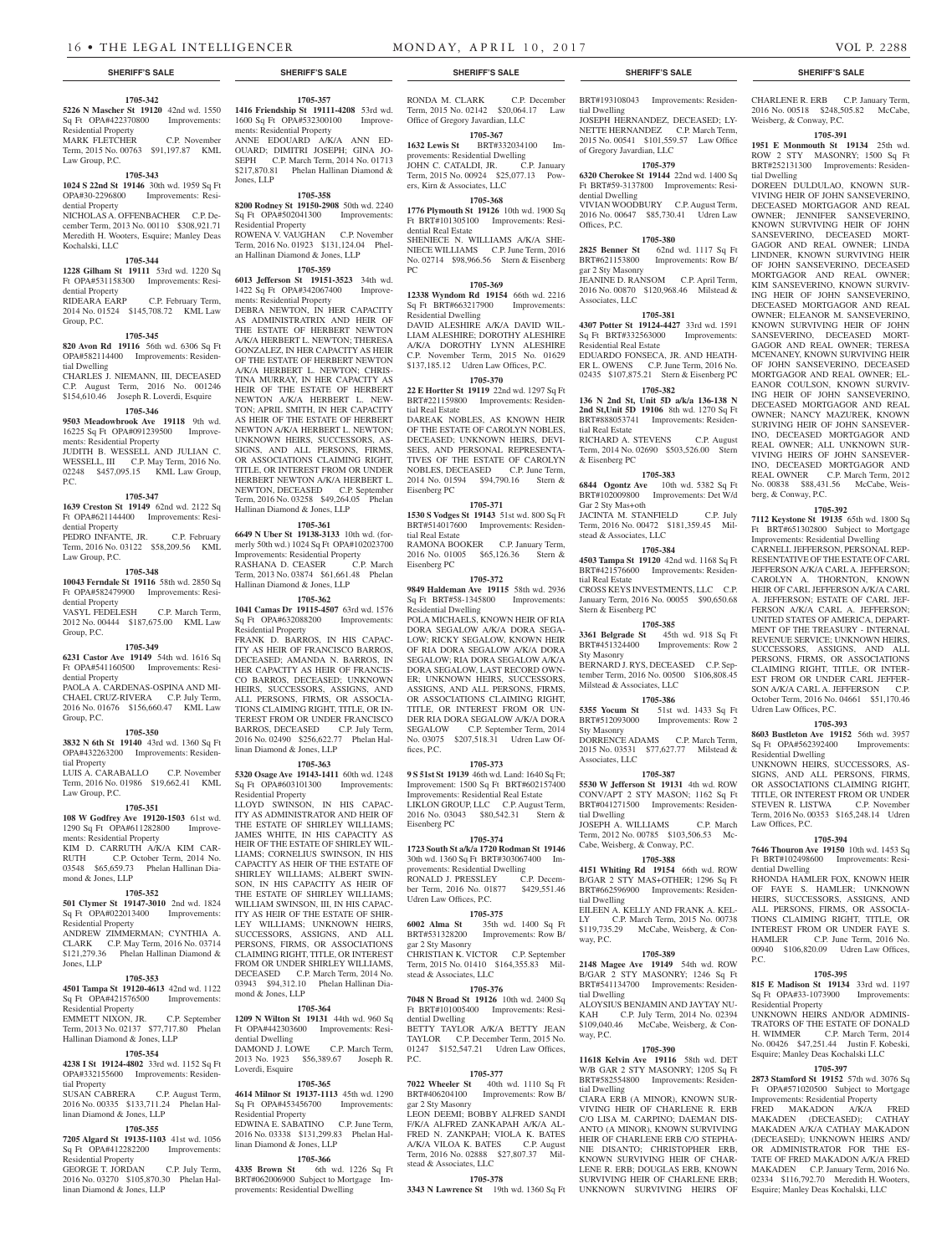**SHERIFF'S SALE**

**1705-342**

**5226 N Mascher St 19120** 42nd wd. 1550 Sq Ft OPA#422370800 Improvements: Residential Property

MARK FLETCHER C.P. November Term, 2015 No. 00763 $91,197.87 KML Law Group, P.C.

**1705-343**

**1024 S 22nd St 19146** 30th wd. 1959 Sq Ft OPA#30-2296800 Improvements: Residential Property

NICHOLAS A. OFFENBACHER C.P. December Term, 2013 No. 00110 $308,921.71 Meredith H. Wooters, Esquire; Manley Deas Kochalski, LLC

**1705-344**

**1228 Gilham St 19111** 53rd wd. 1220 Sq Ft OPA#531158300 Improvements: Residential Property

RIDEARA EARP C.P. February Term, 2014 No. 01524 $145,708.72 KML Law Group, P.C.

**1705-345**

**820 Avon Rd 19116** 56th wd. 6306 Sq Ft OPA#582114400 Improvements: Residential Dwelling

CHARLES J. NIEMANN, III, DECEASED C.P. August Term, 2016 No. 001246 $154,610.46 Joseph R. Loverdi, Esquire

**1705-346**

**9503 Meadowbrook Ave 19118** 9th wd. 16225 Sq Ft OPA#091239500 Improvements: Residential Property

JUDITH B. WESSELL AND JULIAN C. WESSELL, III C.P. May Term, 2016 No. 02248 $457,095.15 KML Law Group, P.C.

**1705-347**

**1639 Creston St 19149** 62nd wd. 2122 Sq Ft OPA#621144400 Improvements: Residential Property

PEDRO INFANTE, JR. C.P. February Term, 2016 No. 03122 $58,209.56 KML Law Group, P.C.

**1705-348**

**10043 Ferndale St 19116** 58th wd. 2850 Sq Ft OPA#582479900 Improvements: Residential Property

VASYL FEDELESH C.P. March Term, 2012 No. 00444 $187,675.00 KML Law Group, P.C.

**1705-349**

**6231 Castor Ave 19149** 54th wd. 1616 Sq Ft OPA#541160500 Improvements: Residential Property

PAOLA A. CARDENAS-OSPINA AND MICHAEL CRUZ-RIVERA C.P. July Term, 2016 No. 01676 $156,660.47 KML Law Group, P.C.

**1705-350**

**3832 N 6th St 19140** 43rd wd. 1360 Sq Ft OPA#432263200 Improvements: Residential Property

LUIS A. CARABALLO C.P. November Term, 2016 No. 01986 $19,662.41 KML Law Group, P.C.

**1705-351**

**108 W Godfrey Ave 19120-1503** 61st wd. 1290 Sq Ft OPA#611282800 Improvements: Residential Property

KIM D. CARRUTH A/K/A KIM CARRUTH C.P. October Term, 2014 No. 03548 $65,659.73 Phelan Hallinan Diamond & Jones, LLP

**1705-352**

**501 Clymer St 19147-3010** 2nd wd. 1824 Sq Ft OPA#022013400 Improvements: Residential Property

ANDREW ZIMMERMAN; CYNTHIA A. CLARK C.P. May Term, 2016 No. 03714 $121,279.36 Phelan Hallinan Diamond & Jones, LLP

**1705-353**

**4501 Tampa St 19120-4613** 42nd wd. 1122 Sq Ft OPA#421576500 Improvements: Residential Property

EMMETT NIXON, JR. C.P. September Term, 2013 No. 02137 $77,717.80 Phelan Hallinan Diamond & Jones, LLP

**1705-354**

**4238 I St 19124-4802** 33rd wd. 1152 Sq Ft OPA#332155600 Improvements: Residential Property

SUSAN CABRERA C.P. August Term, 2016 No. 00335 $133,711.24 Phelan Hallinan Diamond & Jones, LLP

**1705-355**

**7205 Algard St 19135-1103** 41st wd. 1056 Sq Ft OPA#412282200 Improvements: Residential Property

GEORGE T. JORDAN C.P. July Term, 2016 No. 03270 $105,870.30 Phelan Hallinan Diamond & Jones, LLP

**1705-357**

**1416 Friendship St 19111-4208** 53rd wd. 1600 Sq Ft OPA#532300100 Improvements: Residential Property

ANNE EDOUARD A/K/A ANN EDOUARD; DIMITRI JOSEPH; GINA JOSEPH C.P. March Term, 2014 No. 01713 $217,870.81 Phelan Hallinan Diamond & Jones, LLP

**1705-358**

**8200 Rodney St 19150-2908** 50th wd. 2240 Sq Ft OPA#502041300 Improvements: Residential Property

ROWENA V. VAUGHAN C.P. November Term, 2016 No. 01923 $131,124.04 Phelan Hallinan Diamond & Jones, LLP

**1705-359**

**6013 Jefferson St 19151-3523** 34th wd. 1422 Sq Ft OPA#342067400 Improvements: Residential Property

DEBRA NEWTON, IN HER CAPACITY AS ADMINISTRATRIX AND HEIR OF THE ESTATE OF HERBERT NEWTON A/K/A HERBERT L. NEWTON; THERESA GONZALEZ, IN HER CAPACITY AS HEIR OF THE ESTATE OF HERBERT NEWTON A/K/A HERBERT L. NEWTON; CHRISTINA MURRAY, IN HER CAPACITY AS HEIR OF THE ESTATE OF HERBERT NEWTON A/K/A HERBERT L. NEWTON; APRIL SMITH, IN HER CAPACITY AS HEIR OF THE ESTATE OF HERBERT NEWTON A/K/A HERBERT L. NEWTON; UNKNOWN HEIRS, SUCCESSORS, ASSIGNS, AND ALL PERSONS, FIRMS, OR ASSOCIATIONS CLAIMING RIGHT, TITLE, OR INTEREST FROM OR UNDER HERBERT NEWTON A/K/A HERBERT L. NEWTON, DECEASED C.P. September Term, 2016 No. 03258 $49,264.05 Phelan Hallinan Diamond & Jones, LLP

**1705-361**

**6649 N Uber St 19138-3133** 10th wd. (formerly 50th wd.) 1024 Sq Ft OPA#102023700 Improvements: Residential Property

RASHANA D. CEASER C.P. March Term, 2013 No. 03874 $61,661.48 Phelan Hallinan Diamond & Jones, LLP

**1705-362**

**1041 Camas Dr 19115-4507** 63rd wd. 1576 Sq Ft OPA#632088200 Improvements: Residential Property

FRANK D. BARROS, IN HIS CAPACITY AS HEIR OF FRANCISCO BARROS, DECEASED; AMANDA N. BARROS, IN HER CAPACITY AS HEIR OF FRANCISCO BARROS, DECEASED; UNKNOWN HEIRS, SUCCESSORS, ASSIGNS, AND ALL PERSONS, FIRMS, OR ASSOCIATIONS CLAIMING RIGHT, TITLE, OR INTEREST FROM OR UNDER FRANCISCO BARROS, DECEASED C.P. July Term, 2016 No. 02490 $256,622.77 Phelan Hallinan Diamond & Jones, LLP

**1705-363**

**5320 Osage Ave 19143-1411** 60th wd. 1248 Sq Ft OPA#603101300 Improvements: Residential Property

LLOYD SWINSON, IN HIS CAPACITY AS ADMINISTRATOR AND HEIR OF THE ESTATE OF SHIRLEY WILLIAMS; JAMES WHITE, IN HIS CAPACITY AS HEIR OF THE ESTATE OF SHIRLEY WILLIAMS; CORNELIUS SWINSON, IN HIS CAPACITY AS HEIR OF THE ESTATE OF SHIRLEY WILLIAMS; ALBERT SWINSON, IN HIS CAPACITY AS HEIR OF THE ESTATE OF SHIRLEY WILLIAMS; WILLIAM SWINSON, III, IN HIS CAPACITY AS HEIR OF THE ESTATE OF SHIRLEY WILLIAMS; UNKNOWN HEIRS, SUCCESSORS, ASSIGNS, AND ALL PERSONS, FIRMS, OR ASSOCIATIONS CLAIMING RIGHT, TITLE, OR INTEREST FROM OR UNDER SHIRLEY WILLIAMS, DECEASED C.P. March Term, 2014 No. 03943 $94,312.10 Phelan Hallinan Diamond & Jones, LLP

**1705-364**

**1209 N Wilton St 19131** 44th wd. 960 Sq Ft OPA#442303600 Improvements: Residential Dwelling

DAMOND J. LOWE C.P. March Term, 2013 No. 1923 $56,389.67 Joseph R. Loverdi, Esquire

**1705-365**

**4614 Milnor St 19137-1113** 45th wd. 1290 Sq Ft OPA#453456700 Improvements: Residential Property

EDWINA E. SABATINO C.P. June Term, 2016 No. 03338 $131,299.83 Phelan Hallinan Diamond & Jones, LLP

**1705-366**

**4335 Brown St** 6th wd. 1226 Sq Ft BRT#062006900 Subject to Mortgage Improvements: Residential Dwelling

RONDA M. CLARK C.P. December Term, 2015 No. 02142 $20,064.17 Law Office of Gregory Javardian, LLC

**1705-367**

**1632 Lewis St** BRT#332034100 Improvements: Residential Dwelling

JOHN C. CATALDI, JR. C.P. January Term, 2015 No. 00924 $25,077.13 Powers, Kirn & Associates, LLC

**1705-368**

**1776 Plymouth St 19126** 10th wd. 1900 Sq Ft BRT#101305100 Improvements: Residential Real Estate

SHENIECE N. WILLIAMS A/K/A SHENIECE WILLIAMS C.P. June Term, 2016 No. 02714 $98,966.56 Stern & Eisenberg PC

**1705-369**

**12338 Wyndom Rd 19154** 66th wd. 2216 Sq Ft BRT#663217900 Improvements: Residential Dwelling

DAVID ALESHIRE A/K/A DAVID WILLIAM ALESHIRE; DOROTHY ALESHIRE A/K/A DOROTHY LYNN ALESHIRE C.P. November Term, 2015 No. 01629 $137,185.12 Udren Law Offices, P.C.

**1705-370**

**22 E Hortter St 19119** 22nd wd. 1297 Sq Ft BRT#221159800 Improvements: Residential Real Estate

DAREAK NOBLES, AS KNOWN HEIR OF THE ESTATE OF CAROLYN NOBLES, DECEASED; UNKNOWN HEIRS, DEVISEES, AND PERSONAL REPRESENTATIVES OF THE ESTATE OF CAROLYN NOBLES, DECEASED C.P. June Term, 2014 No. 01594 $94,790.16 Stern & Eisenberg PC

**1705-371**

**1530 S Vodges St 19143** 51st wd. 800 Sq Ft BRT#514017600 Improvements: Residential Real Estate

RAMONA BOOKER C.P. January Term, 2016 No. 01005 $65,126.36 Stern & Eisenberg PC

**1705-372**

**9849 Haldeman Ave 19115** 58th wd. 2936 Sq Ft BRT#58-1345800 Improvements: Residential Dwelling

POLA MICHAELS, KNOWN HEIR OF RIA DORA SEGALOW A/K/A DORA SEGALOW; RICKY SEGALOW, KNOWN HEIR OF RIA DORA SEGALOW A/K/A DORA SEGALOW; RIA DORA SEGALOW A/K/A DORA SEGALOW, LAST RECORD OWNER; UNKNOWN HEIRS, SUCCESSORS, ASSIGNS AND ALL PERSONS, FIRMS, OR ASSOCIATIONS CLAIMING RIGHT, TITLE, OR INTEREST FROM OR UNDER RIA DORA SEGALOW A/K/A DORA SEGALOW C.P. September Term, 2014 No. 03075 $207,518.31 Udren Law Offices, P.C.

**1705-373**

**9 S 51st St 19139** 46th wd. Land: 1640 Sq Ft; Improvement: 1500 Sq Ft BRT#602157400 Improvements: Residential Real Estate

LIKLON GROUP, LLC C.P. August Term, 2016 No. 03043 $80,542.31 Stern & Eisenberg PC

**1705-374**

**1723 South St a/k/a 1720 Rodman St 19146** 30th wd. 1360 Sq Ft BRT#303067400 Improvements: Residential Dwelling

RONALD J. PRESSLEY C.P. December Term, 2016 No. 01877 $429,551.46 Udren Law Offices, P.C.

**1705-375**

**6002 Alma St** 35th wd. 1400 Sq Ft BRT#531328200 Improvements: Row B/gar 2 Sty Masonry

CHRISTIAN K. VICTOR C.P. September Term, 2015 No. 01410 $164,355.83 Milstead & Associates, LLC

**1705-376**

**7048 N Broad St 19126** 10th wd. 2400 Sq Ft BRT#101005400 Improvements: Residential Dwelling

BETTY TAYLOR A/K/A BETTY JEAN TAYLOR C.P. December Term, 2015 No. 01247 $152,547.21 Udren Law Offices, P.C.

**1705-377**

**7022 Wheeler St** 40th wd. 1110 Sq Ft BRT#406204100 Improvements: Row B/gar 2 Sty Masonry

LEON DEEMI; BOBBY ALFRED SANDI F/K/A ALFRED ZANKAPAH A/K/A ALFRED N. ZANKPAH; VIOLA K. BATES A/K/A VILOA K. BATES C.P. August Term, 2016 No. 02888 $27,807.37 Milstead & Associates, LLC

**1705-378**

**3343 N Lawrence St** 19th wd. 1360 Sq Ft BRT#193108043 Improvements: Residential Dwelling

JOSEPH HERNANDEZ, DECEASED; LYNETTE HERNANDEZ C.P. March Term, 2015 No. 00541 $101,559.57 Law Office of Gregory Javardian, LLC

**1705-379**

**6320 Cherokee St 19144** 22nd wd. 1400 Sq Ft BRT#59-3137800 Improvements: Residential Dwelling

VIVIAN WOODBURY C.P. August Term, 2016 No. 00647 $85,730.41 Udren Law Offices, P.C.

**1705-380**

**2825 Benner St** 62nd wd. 1117 Sq Ft BRT#621153800 Improvements: Row B/gar 2 Sty Masonry

JEANINE D. RANSOM C.P. April Term, 2016 No. 00870 $120,968.46 Milstead & Associates, LLC

**1705-381**

**4307 Potter St 19124-4427** 33rd wd. 1591 Sq Ft BRT#332563000 Improvements: Residential Real Estate

EDUARDO FONSECA, JR. AND HEATHER L. OWENS C.P. June Term, 2016 No. 02435 $107,875.21 Stern & Eisenberg PC

**1705-382**

**136 N 2nd St, Unit 5D a/k/a 136-138 N 2nd St,Unit 5D 19106** 8th wd. 1270 Sq Ft BRT#888053741 Improvements: Residential Real Estate

RICHARD A. STEVENS C.P. August Term, 2014 No. 02690 $503,526.00 Stern & Eisenberg PC

**1705-383**

**6844 Ogontz Ave** 10th wd. 5382 Sq Ft BRT#102009800 Improvements: Det W/d Gar 2 Sty Mas+oth

JACINTA M. STANFIELD C.P. July Term, 2016 No. 00472 $181,359.45 Milstead & Associates, LLC

**1705-384**

**4503 Tampa St 19120** 42nd wd. 1168 Sq Ft BRT#421576600 Improvements: Residential Real Estate

CROSS KEYS INVESTMENTS, LLC C.P. January Term, 2016 No. 00055 $90,650.68 Stern & Eisenberg PC

**1705-385**

**3361 Belgrade St** 45th wd. 918 Sq Ft BRT#451324400 Improvements: Row 2 Sty Masonry

BERNARD J. RYS, DECEASED C.P. September Term, 2016 No. 00500 $106,808.45 Milstead & Associates, LLC

**1705-386**

**5355 Yocum St** 51st wd. 1433 Sq Ft BRT#512093000 Improvements: Row 2 Sty Masonry

DORRENCE ADAMS C.P. March Term, 2015 No. 03531 $77,627.77 Milstead & Associates, LLC

**1705-387**

**5530 W Jefferson St 19131** 4th wd. ROW CONV/APT 2 STY MASON; 1162 Sq Ft BRT#041271500 Improvements: Residential Dwelling

JOSEPH A. WILLIAMS C.P. March Term, 2012 No. 00785 $103,506.53 McCabe, Weisberg, & Conway, P.C.

**1705-388**

**4151 Whiting Rd 19154** 66th wd. ROW B/GAR 2 STY MAS+OTHER; 1296 Sq Ft BRT#662596900 Improvements: Residential Dwelling

EILEEN A. KELLY AND FRANK A. KELLY C.P. March Term, 2015 No. 00738 $119,735.29 McCabe, Weisberg, & Conway, P.C.

**1705-389**

**2148 Magee Ave 19149** 54th wd. ROW B/GAR 2 STY MASONRY; 1246 Sq Ft BRT#541134700 Improvements: Residential Dwelling

ALOYSIUS BENJAMIN AND JAYTAY NUKAH C.P. July Term, 2014 No. 02394 $109,040.46 McCabe, Weisberg, & Conway, P.C.

**1705-390**

**11618 Kelvin Ave 19116** 58th wd. DET W/B GAR 2 STY MASONRY; 1205 Sq Ft BRT#582554800 Improvements: Residential Dwelling

CIARA ERB (A MINOR), KNOWN SURVIVING HEIR OF CHARLENE R. ERB C/O LISA M. CARPINO; DAEMAN DISANTO (A MINOR), KNOWN SURVIVING HEIR OF CHARLENE ERB C/O STEPHANIE DISANTO; CHRISTOPHER ERB, KNOWN SURVIVING HEIR OF CHARLENE R. ERB; DOUGLAS ERB, KNOWN SURVIVING HEIR OF CHARLENE ERB; UNKNOWN SURVIVING HEIRS OF CHARLENE R. ERB C.P. January Term, 2016 No. 00518 $248,505.82 McCabe, Weisberg, & Conway, P.C.

**1705-391**

**1951 E Monmouth St 19134** 25th wd. ROW 2 STY MASONRY; 1500 Sq Ft BRT#252131300 Improvements: Residential Dwelling

DOREEN DULDULAO, KNOWN SURVIVING HEIR OF JOHN SANSEVERINO, DECEASED MORTGAGOR AND REAL OWNER; JENNIFER SANSEVERINO, KNOWN SURVIVING HEIR OF JOHN SANSEVERINO, DECEASED MORTGAGOR AND REAL OWNER; LINDA LINDNER, KNOWN SURVIVING HEIR OF JOHN SANSEVERINO, DECEASED MORTGAGOR AND REAL OWNER; KIM SANSEVERINO, KNOWN SURVIVING HEIR OF JOHN SANSEVERINO, DECEASED MORTGAGOR AND REAL OWNER; ELEANOR M. SANSEVERINO, KNOWN SURVIVING HEIR OF JOHN SANSEVERINO, DECEASED MORTGAGOR AND REAL OWNER; TERESA MCENANEY, KNOWN SURVIVING HEIR OF JOHN SANSEVERINO, DECEASED MORTGAGOR AND REAL OWNER; ELEANOR COULSON, KNOWN SURVIVING HEIR OF JOHN SANSEVERINO, DECEASED MORTGAGOR AND REAL OWNER; NANCY MAZUREK, KNOWN SURIVING HEIR OF JOHN SANSEVERINO, DECEASED MORTGAGOR AND REAL OWNER; ALL UNKNOWN SURVIVING HEIRS OF JOHN SANSEVERINO, DECEASED MORTGAGOR AND REAL OWNER C.P. March Term, 2012 No. 00838 $88,431.56 McCabe, Weisberg, & Conway, P.C.

**1705-392**

**7112 Keystone St 19135** 65th wd. 1800 Sq Ft BRT#651302800 Subject to Mortgage Improvements: Residential Dwelling

CARNELL JEFFERSON, PERSONAL REPRESENTATIVE OF THE ESTATE OF CARL JEFFERSON A/K/A CARL A. JEFFERSON; CAROLYN A. THORNTON, KNOWN HEIR OF CARL JEFFERSON A/K/A CARL A. JEFFERSON; ESTATE OF CARL JEFFERSON A/K/A CARL A. JEFFERSON; UNITED STATES OF AMERICA, DEPARTMENT OF THE TREASURY - INTERNAL REVENUE SERVICE; UNKNOWN HEIRS, SUCCESSORS, ASSIGNS, AND ALL PERSONS, FIRMS, OR ASSOCIATIONS CLAIMING RIGHT, TITLE, OR INTEREST FROM OR UNDER CARL JEFFERSON A/K/A CARL A. JEFFERSON C.P. October Term, 2016 No. 04661 $51,170.46 Udren Law Offices, P.C.

**1705-393**

**8603 Bustleton Ave 19152** 56th wd. 3957 Sq Ft OPA#562392400 Improvements: Residential Dwelling

UNKNOWN HEIRS, SUCCESSORS, ASSIGNS, AND ALL PERSONS, FIRMS, OR ASSOCIATIONS CLAIMING RIGHT, TITLE, OR INTEREST FROM OR UNDER STEVEN R. LISTWA C.P. November Term, 2016 No. 00353 $165,248.14 Udren Law Offices, P.C.

**1705-394**

**7646 Thouron Ave 19150** 10th wd. 1453 Sq Ft BRT#102498600 Improvements: Residential Dwelling

RHONDA HAMLER FOX, KNOWN HEIR OF FAYE S. HAMLER; UNKNOWN HEIRS, SUCCESSORS, ASSIGNS, AND ALL PERSONS, FIRMS, OR ASSOCIATIONS CLAIMING RIGHT, TITLE, OR INTEREST FROM OR UNDER FAYE S. HAMLER C.P. June Term, 2016 No. 00940 $106,820.09 Udren Law Offices, P.C.

**1705-395**

**815 E Madison St 19134** 33rd wd. 1197 Sq Ft OPA#33-1073900 Improvements: Residential Property

UNKNOWN HEIRS AND/OR ADMINISTRATORS OF THE ESTATE OF DONALD H. WIMMER C.P. March Term, 2014 No. 00426 $47,251.44 Justin F. Kobeski, Esquire; Manley Deas Kochalski LLC

**1705-397**

**2873 Stamford St 19152** 57th wd. 3076 Sq Ft OPA#571020500 Subject to Mortgage Improvements: Residential Property

FRED MAKADON A/K/A FRED MAKADEN (DECEASED); CATHAY MAKADEN A/K/A CATHAY MAKADON (DECEASED); UNKNOWN HEIRS AND/OR ADMINISTRATOR FOR THE ESTATE OF FRED MAKADON A/K/A FRED MAKADEN C.P. January Term, 2016 No. 02334 $116,792.70 Meredith H. Wooters, Esquire; Manley Deas Kochalski LLC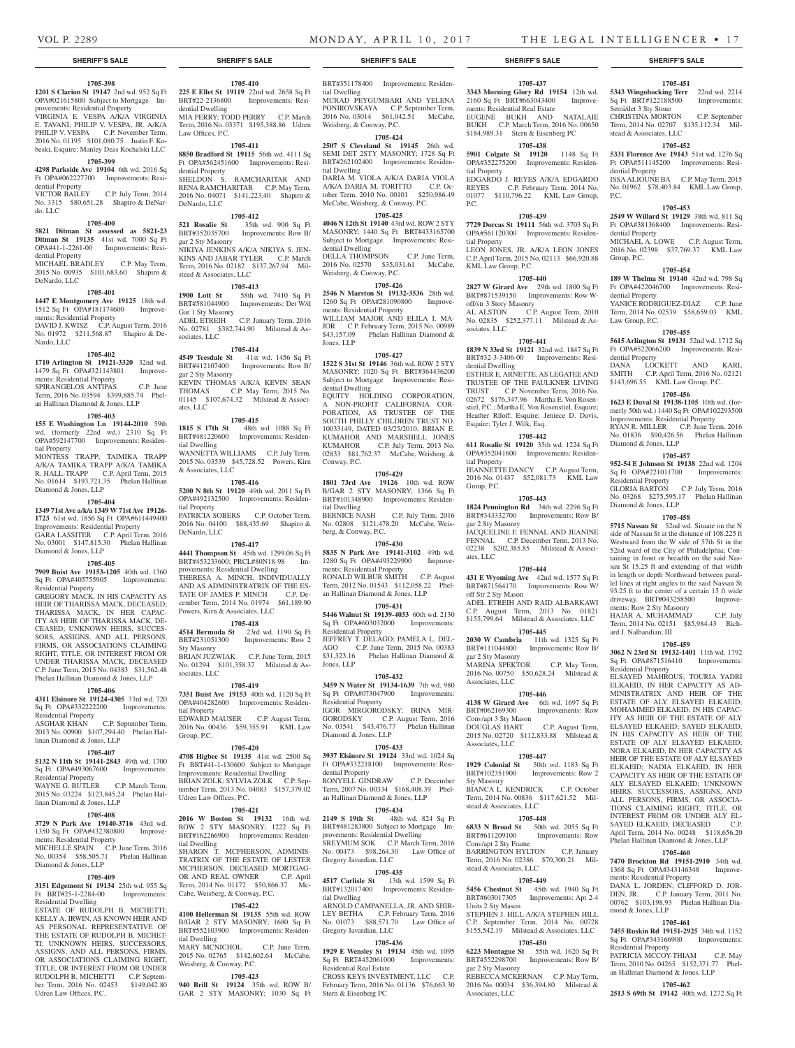SHERIFF'S SALE

**1705-398**

**1201 S Clarion St 19147** 2nd wd. 952 Sq Ft OPA#021615800 Subject to Mortgage Improvements: Residential Property
VIRGINIA E. VESPA A/K/A VIRGINIA E. TAVANI; PHILIP V. VESPA, JR. A/K/A PHILIP V. VESPA C.P. November Term, 2016 No. 01195 $101,080.75 Justin F. Kobeski, Esquire; Manley Deas Kochalski LLC

**1705-399**

**4298 Parkside Ave 19104** 6th wd. 2016 Sq Ft OPA#062227700 Improvements: Residential Property
VICTOR BAILEY C.P. July Term, 2014 No. 3315 $80,651.28 Shapiro & DeNardo, LLC

**1705-400**

**5821 Ditman St assessed as 5821-23 Ditman St 19135** 41st wd. 7000 Sq Ft OPA#41-1-2261-00 Improvements: Residential Property
MICHAEL BRADLEY C.P. May Term, 2015 No. 00935 $101,683.60 Shapiro & DeNardo, LLC

**1705-401**

**1447 E Montgomery Ave 19125** 18th wd. 1512 Sq Ft OPA#181174600 Improvements: Residential Property
DAVID J. KWISZ C.P. August Term, 2016 No. 01972 $211,568.87 Shapiro & DeNardo, LLC

**1705-402**

**1710 Arlington St 19121-3320** 32nd wd. 1479 Sq Ft OPA#321143801 Improvements: Residential Property
SPIRANGELOS ANTIPAS C.P. June Term, 2016 No. 03594 $399,885.74 Phelan Hallinan Diamond & Jones, LLP

**1705-403**

**155 E Washington Ln 19144-2010** 59th wd. (formerly 22nd wd.) 2310 Sq Ft OPA#592147700 Improvements: Residential Property
MONTESS TRAPP; TAIMIKA TRAPP A/K/A TAMIKA TRAPP A/K/A TAMIKA R. HALL-TRAPP C.P. April Term, 2015 No. 01614 $193,721.35 Phelan Hallinan Diamond & Jones, LLP

**1705-404**

**1349 71st Ave a/k/a 1349 W 71st Ave 19126-1723** 61st wd. 1856 Sq Ft OPA#611449400 Improvements: Residential Property
GARA LASSITER C.P. April Term, 2016 No. 03001 $147,815.30 Phelan Hallinan Diamond & Jones, LLP

**1705-405**

**7909 Buist Ave 19153-1205** 40th wd. 1360 Sq Ft OPA#405755905 Improvements: Residential Property
GREGORY MACK, IN HIS CAPACITY AS HEIR OF THARISSA MACK, DECEASED; THARISSA MACK, IN HER CAPACITY AS HEIR OF THARISSA MACK, DECEASED; UNKNOWN HEIRS, SUCCESSORS, ASSIGNS, AND ALL PERSONS, FIRMS, OR ASSOCIATIONS CLAIMING RIGHT, TITLE, OR INTEREST FROM OR UNDER THARISSA MACK, DECEASED C.P. June Term, 2015 No. 04383 $31,562.48 Phelan Hallinan Diamond & Jones, LLP

**1705-406**

**4311 Elsinore St 19124-4305** 33rd wd. 720 Sq Ft OPA#332222200 Improvements: Residential Property
ASGHAR KHAN C.P. September Term, 2013 No. 00900 $107,294.40 Phelan Hallinan Diamond & Jones, LLP

**1705-407**

**5132 N 11th St 19141-2843** 49th wd. 1700 Sq Ft OPA#493067600 Improvements: Residential Property
WAYNE G. BUTLER C.P. March Term, 2015 No. 03224 $123,845.24 Phelan Hallinan Diamond & Jones, LLP

**1705-408**

**3729 N Park Ave 19140-3716** 43rd wd. 1350 Sq Ft OPA#432380800 Improvements: Residential Property
MICHELLE SPAIN C.P. June Term, 2016 No. 00354 $58,505.71 Phelan Hallinan Diamond & Jones, LLP

**1705-409**

**3151 Edgemont St 19134** 25th wd. 955 Sq Ft BRT#25-1-2284-00 Improvements: Residential Dwelling
ESTATE OF RUDOLPH B. MICHETTI; KELLY A. IRWIN, AS KNOWN HEIR AND AS PERSONAL REPRESENTATIVE OF THE ESTATE OF RUDOLPH B. MICHETTI; UNKNOWN HEIRS, SUCCESSORS, ASSIGNS, AND ALL PERSONS, FIRMS, OR ASSOCIATIONS CLAIMING RIGHT, TITLE, OR INTEREST FROM OR UNDER RUDOLPH B. MICHETTI C.P. September Term, 2016 No. 02453 $149,042.80 Udren Law Offices, P.C.

**1705-410**

**225 E Ellet St 19119** 22nd wd. 2658 Sq Ft BRT#22-2136800 Improvements: Residential Dwelling
MIA PERRY; TODD PERRY C.P. March Term, 2016 No. 03371 $195,388.86 Udren Law Offices, P.C.

**1705-411**

**8850 Bradford St 19115** 56th wd. 4111 Sq Ft OPA#562451600 Improvements: Residential Property
SHELDON S. RAMCHARITAR AND RENA RAMCHARITAR C.P. May Term, 2016 No. 04071 $141,223.40 Shapiro & DeNardo, LLC

**1705-412**

**521 Rosalie St** 35th wd. 900 Sq Ft BRT#352035700 Improvements: Row B/gar 2 Sty Masonry
NIKIYA JENKINS A/K/A NIKIYA S. JENKINS AND JABAR TYLER C.P. March Term, 2016 No. 02182 $137,267.94 Milstead & Associates, LLC

**1705-413**

**1900 Lott St** 58th wd. 7410 Sq Ft BRT#581044900 Improvements: Det W/d Gar 1 Sty Masonry
ADEL ETREIH C.P. January Term, 2016 No. 02781 $382,744.90 Milstead & Associates, LLC

**1705-414**

**4549 Teesdale St** 41st wd. 1456 Sq Ft BRT#412107400 Improvements: Row B/gar 2 Sty Masonry
KEVIN THOMAS A/K/A KEVIN SEAN THOMAS C.P. May Term, 2015 No. 01145 $107,674.32 Milstead & Associates, LLC

**1705-415**

**1815 S 17th St** 48th wd. 1088 Sq Ft BRT#481220600 Improvements: Residential Dwelling
WANNETTA WILLIAMS C.P. July Term, 2015 No. 03539 $45,728.52 Powers, Kirn & Associates, LLC

**1705-416**

**5200 N 8th St 19120** 49th wd. 2011 Sq Ft OPA#492132500 Improvements: Residential Property
PATRICIA SOBERS C.P. October Term, 2016 No. 04100 $88,435.69 Shapiro & DeNardo, LLC

**1705-417**

**4441 Thompson St** 45th wd. 1299.06 Sq Ft BRT#453233600; PRCL#80N18-98 Improvements: Residential Dwelling
THERESA A. MINCH, INDIVIDUALLY AND AS ADMINISTRATRIX OF THE ESTATE OF JAMES P. MINCH C.P. December Term, 2014 No. 01974 $61,189.90 Powers, Kirn & Associates, LLC

**1705-418**

**4514 Bermuda St** 23rd wd. 1190 Sq Ft BRT#231051300 Improvements: Row 2 Sty Masonry
BRIAN JUZWIAK C.P. June Term, 2015 No. 01294 $101,358.37 Milstead & Associates, LLC

**1705-419**

**7351 Buist Ave 19153** 40th wd. 1120 Sq Ft OPA#404282600 Improvements: Residential Property
EDWARD MAUSER C.P. August Term, 2016 No. 00436 $59,355.91 KML Law Group, P.C.

**1705-420**

**4708 Higbee St 19135** 41st wd. 2500 Sq Ft BRT#41-1-130600 Subject to Mortgage Improvements: Residential Dwelling
BRIAN ZOLK; SYLVIA ZOLK C.P. September Term, 2013 No. 04083 $157,379.02 Udren Law Offices, P.C.

**1705-421**

**2016 W Boston St 19132** 16th wd. ROW 2 STY MASONRY; 1222 Sq Ft BRT#162266900 Improvements: Residential Dwelling
SHARON T. MCPHERSON, ADMINISTRATRIX OF THE ESTATE OF LESTER MCPHERSON, DECEASED MORTGAGOR AND REAL OWNER C.P. April Term, 2014 No. 01172 $50,866.37 McCabe, Weisberg, & Conway, P.C.

**1705-422**

**4100 Hellerman St 19135** 55th wd. ROW B/GAR 2 STY MASONRY; 1680 Sq Ft BRT#552103900 Improvements: Residential Dwelling
MARY MCNICHOL C.P. June Term, 2015 No. 02765 $142,602.64 McCabe, Weisberg, & Conway, P.C.

**1705-423**

**940 Brill St 19124** 35th wd. ROW B/GAR 2 STY MASONRY; 1030 Sq Ft BRT#351178400 Improvements: Residential Dwelling
MURAD PEYGUMBARI AND YELENA PONIROVSKAYA C.P. September Term, 2016 No. 03014 $61,042.51 McCabe, Weisberg, & Conway, P.C.

**1705-424**

**2507 S Cleveland St 19145** 26th wd. SEMI DET 2STY MASONRY; 1728 Sq Ft BRT#262102400 Improvements: Residential Dwelling
DARIA M. VIOLA A/K/A DARIA VIOLA A/K/A DARIA M. TORITTO C.P. October Term, 2010 No. 00101 $250,986.49 McCabe, Weisberg, & Conway, P.C.

**1705-425**

**4046 N 12th St 19140** 43rd wd. ROW 2 STY MASONRY; 1440 Sq Ft BRT#433165700 Subject to Mortgage Improvements: Residential Dwelling
DELLA THOMPSON C.P. June Term, 2016 No. 02570 $35,031.61 McCabe, Weisberg, & Conway, P.C.

**1705-426**

**2546 N Marston St 19132-3536** 28th wd. 1260 Sq Ft OPA#281090800 Improvements: Residential Property
WILLIAM MAJOR AND ELILA I. MAJOR C.P. February Term, 2015 No. 00989 $43,157.09 Phelan Hallinan Diamond & Jones, LLP

**1705-427**

**1522 S 31st St 19146** 36th wd. ROW 2 STY MASONRY; 1020 Sq Ft BRT#364436200 Subject to Mortgage Improvements: Residential Dwelling
EQUITY HOLDING CORPORATION, A NON-PROFIT CALIFORNIA CORPORATION, AS TRUSTEE OF THE SOUTH PHILLY CHILDREN TRUST NO. 10033149, DATED 03/25/2010; BRIAN E. KUMAHOR AND MARSHELL JONES KUMAHOR C.P. July Term, 2013 No. 02833 $81,762.37 McCabe, Weisberg, & Conway, P.C.

**1705-429**

**1801 73rd Ave 19126** 10th wd. ROW B/GAR 2 STY MASONRY; 1366 Sq Ft BRT#101348900 Improvements: Residential Dwelling
BERNICE NASH C.P. July Term, 2016 No. 02808 $121,478.20 McCabe, Weisberg, & Conway, P.C.

**1705-430**

**5835 N Park Ave 19141-3102** 49th wd. 1280 Sq Ft OPA#493229900 Improvements: Residential Property
RONALD WILBUR SMITH C.P. August Term, 2012 No. 01543 $112,058.22 Phelan Hallinan Diamond & Jones, LLP

**1705-431**

**5446 Walnut St 19139-4033** 60th wd. 2130 Sq Ft OPA#603032000 Improvements: Residential Property
JEFFREY T. DELAGO; PAMELA L. DELAGO C.P. June Term, 2015 No. 00383 $31,323.16 Phelan Hallinan Diamond & Jones, LLP

**1705-432**

**3459 N Water St 19134-1639** 7th wd. 980 Sq Ft OPA#073047900 Improvements: Residential Property
IGOR MIRGORODSKY; IRINA MIRGORODSKY C.P. August Term, 2016 No. 03541 $43,476.77 Phelan Hallinan Diamond & Jones, LLP

**1705-433**

**3937 Elsinore St 19124** 33rd wd. 1024 Sq Ft OPA#332218100 Improvements: Residential Property
RONYELL GINDRAW C.P. December Term, 2007 No. 00334 $168,408.39 Phelan Hallinan Diamond & Jones, LLP

**1705-434**

**2149 S 19th St** 48th wd. 824 Sq Ft BRT#481283800 Subject to Mortgage Improvements: Residential Dwelling
SREYMUM SOK C.P. March Term, 2016 No. 00473 $98,264.30 Law Office of Gregory Javardian, LLC

**1705-435**

**4517 Carlisle St** 13th wd. 1599 Sq Ft BRT#132017400 Improvements: Residential Dwelling
ARNOLD CAMPANELLA, JR. AND SHIRLEY BETHA C.P. February Term, 2016 No. 01073 $88,571.70 Law Office of Gregory Javardian, LLC

**1705-436**

**1929 E Wensley St 19134** 45th wd. 1095 Sq Ft BRT#452061000 Improvements: Residential Real Estate
CROSS KEYS INVESTMENT, LLC C.P. February Term, 2016 No. 01136 $76,663.30 Stern & Eisenberg PC

**1705-437**

**3343 Morning Glory Rd 19154** 12th wd. 2160 Sq Ft BRT#663043400 Improvements: Residential Real Estate
EUGENE BUKH AND NATALAIE BUKH C.P. March Term, 2016 No. 00650 $184,989.31 Stern & Eisenberg PC

**1705-438**

**5901 Colgate St 19120** 1148 Sq Ft OPA#352275200 Improvements: Residential Property
EDGARDO J. REYES A/K/A EDGARDO REYES C.P. February Term, 2014 No. 01077 $110,796.22 KML Law Group, P.C.

**1705-439**

**7729 Dorcas St 19111** 56th wd. 3703 Sq Ft OPA#561120300 Improvements: Residential Property
LEON JONES, JR. A/K/A LEON JONES C.P. April Term, 2015 No. 02113 $66,920.88 KML Law Group, P.C.

**1705-440**

**2827 W Girard Ave** 29th wd. 1800 Sq Ft BRT#871539150 Improvements: Row W-off/str 3 Story Masonry
AL ALSTON C.P. August Term, 2010 No. 02835 $252,377.11 Milstead & Associates, LLC

**1705-441**

**1839 N 33rd St 19121** 32nd wd. 1847 Sq Ft BRT#32-3-3406-00 Improvements: Residential Dwelling
ESTHER E. ARNETTE, AS LEGATEE AND TRUSTEE OF THE FAULKNER LIVING TRUST C.P. November Term, 2016 No. 02672 $176,347.96 Martha E. Von Rosenstiel, P.C.; Martha E. Von Rosenstiel, Esquire; Heather Riloff, Esquire; Jeniece D. Davis, Esquire; Tyler J. Wilk, Esq.

**1705-442**

**611 Rosalie St 19120** 35th wd. 1224 Sq Ft OPA#352041600 Improvements: Residential Property
JEANNETTE DANCY C.P. August Term, 2016 No. 01437 $52,081.73 KML Law Group, P.C.

**1705-443**

**1824 Pennington Rd** 34th wd. 2296 Sq Ft BRT#343332700 Improvements: Row B/gar 2 Sty Masonry
JACQUELINE F. FENNAL AND JEANINE FENNAL C.P. December Term, 2013 No. 02238 $202,385.85 Milstead & Associates, LLC

**1705-444**

**431 E Wyoming Ave** 42nd wd. 1577 Sq Ft BRT#871564170 Improvements: Row W/off Str 2 Sty Mason
ADEL ETREIH AND RAID ALBARKAWI C.P. August Term, 2013 No. 01821 $155,799.64 Milstead & Associates, LLC

**1705-445**

**2030 W Cambria** 11th wd. 1325 Sq Ft BRT#111044800 Improvements: Row B/gar 2 Sty Masonry
MARINA SPEKTOR C.P. May Term, 2016 No. 00750 $50,628.24 Milstead & Associates, LLC

**1705-446**

**4138 W Girard Ave** 6th wd. 1697 Sq Ft BRT#062169300 Improvements: Row Conv/apt 3 Sty Mason
DOUGLAS HART C.P. August Term, 2015 No. 02720 $112,833.88 Milstead & Associates, LLC

**1705-447**

**1929 Colonial St** 50th wd. 1183 Sq Ft BRT#102351900 Improvements: Row 2 Sty Masonry
BIANCA L. KENDRICK C.P. October Term, 2014 No. 00836 $117,621.52 Milstead & Associates, LLC

**1705-448**

**6833 N Broad St** 50th wd. 2055 Sq Ft BRT#611209100 Improvements: Row Conv/apt 2 Sty Frame
BARRINGTON HYLTON C.P. January Term, 2016 No. 02386 $70,300.21 Milstead & Associates, LLC

**1705-449**

**5456 Chestnut St** 45th wd. 1940 Sq Ft BRT#603017305 Improvements: Apt 2-4 Units 2 Sty Mason
STEPHEN J. HILL A/K/A STEPHEN HILL C.P. September Term, 2014 No. 00728 $155,542.19 Milstead & Associates, LLC

**1705-450**

**6223 Montague St** 55th wd. 1620 Sq Ft BRT#552298700 Improvements: Row B/gar 2 Sty Masonry
REBECCA MCKERNAN C.P. May Term, 2016 No. 00034 $36,394.80 Milstead & Associates, LLC

**1705-451**

**5343 Wingohocking Terr** 22nd wd. 2214 Sq Ft BRT#122188500 Improvements: Semi/det 3 Sty Stone
CHRISTINA MORTON C.P. September Term, 2014 No. 02707 $135,112.34 Milstead & Associates, LLC

**1705-452**

**5331 Florence Ave 19143** 51st wd. 1276 Sq Ft OPA#511145200 Improvements: Residential Property
ISSA ALIOUNE BA C.P. May Term, 2015 No. 01962 $78,403.84 KML Law Group, P.C.

**1705-453**

**2549 W Willard St 19129** 38th wd. 811 Sq Ft OPA#381368400 Improvements: Residential Property
MICHAEL A. LOWE C.P. August Term, 2016 No. 02398 $37,769.37 KML Law Group, P.C.

**1705-454**

**189 W Thelma St 19140** 42nd wd. 798 Sq Ft OPA#422046700 Improvements: Residential Property
YANICE RODRIGUEZ-DIAZ C.P. June Term, 2014 No. 02539 $58,659.03 KML Law Group, P.C.

**1705-455**

**5615 Arlington St 19131** 52nd wd. 1712 Sq Ft OPA#522066200 Improvements: Residential Property
DANA LOCKETT AND KARL SMITH C.P. April Term, 2016 No. 02121 $143,696.55 KML Law Group, P.C.

**1705-456**

**1623 E Duval St 19138-1105** 10th wd. (formerly 50th wd.) 1440 Sq Ft OPA#102293500 Improvements: Residential Property
RYAN R. MILLER C.P. June Term, 2016 No. 01836 $90,426.56 Phelan Hallinan Diamond & Jones, LLP

**1705-457**

**952-54 E Johnson St 19138** 22nd wd. 1204 Sq Ft OPA#221011700 Improvements: Residential Property
GLORIA BARTON C.P. July Term, 2016 No. 03268 $275,595.17 Phelan Hallinan Diamond & Jones, LLP

**1705-458**

**5715 Nassau St** 52nd wd. Situate on the N side of Nassau St at the distance of 108.225 ft Westward from the W side of 57th St in the 52nd ward of the City of Philadelphia; Containing in front or breadth on the said Nassau St 15.25 ft and extending of that width in length or depth Northward between parallel lines at right angles to the said Nassau St 93.25 ft to the center of a certain 15 ft wide driveway. BRT#043258500 Improvements: Row 2 Sty Masonry
HAJAR A. MUHAMMAD C.P. July Term, 2014 No. 02151 $85,984.43 Richard J. Nalbandian, III

**1705-459**

**3062 N 23rd St 19132-1401** 11th wd. 1792 Sq Ft OPA#871516410 Improvements: Residential Property
ELSAYED MAHROUS; TOURIA YADRI ELKAEID, IN HER CAPACITY AS ADMINISTRATRIX AND HEIR OF THE ESTATE OF ALY ELSAYED ELKAEID; MOHAMMED ELKAEID, IN HIS CAPACITY AS HEIR OF THE ESTATE OF ALY ELSAYED ELKAEID; SAYED ELKAEID, IN HIS CAPACITY AS HEIR OF THE ESTATE OF ALY ELSAYED ELKAEID; NORA ELKAEID, IN HER CAPACITY AS HEIR OF THE ESTATE OF ALY ELSAYED ELKAEID; NADIA ELKAEID, IN HER CAPACITY AS HEIR OF THE ESTATE OF ALY ELSAYED ELKAEID; UNKNOWN HEIRS, SUCCESSORS, ASSIGNS, AND ALL PERSONS, FIRMS, OR ASSOCIATIONS CLAIMING RIGHT, TITLE, OR INTEREST FROM OR UNDER ALY ELSAYED ELKAEID, DECEASED C.P. April Term, 2014 No. 00248 $118,656.20 Phelan Hallinan Diamond & Jones, LLP

**1705-460**

**7470 Brockton Rd 19151-2910** 34th wd. 1368 Sq Ft OPA#343146348 Improvements: Residential Property
DANA L. JORDEN; CLIFFORD D. JORDEN, JR. C.P. January Term, 2011 No. 00762 $103,198.93 Phelan Hallinan Diamond & Jones, LLP

**1705-461**

**7455 Ruskin Rd 19151-2925** 34th wd. 1152 Sq Ft OPA#343166900 Improvements: Residential Property
PATRICIA MCCOY-THIAM C.P. May Term, 2010 No. 04265 $152,371.77 Phelan Hallinan Diamond & Jones, LLP

**1705-462**

**2513 S 69th St 19142** 40th wd. 1272 Sq Ft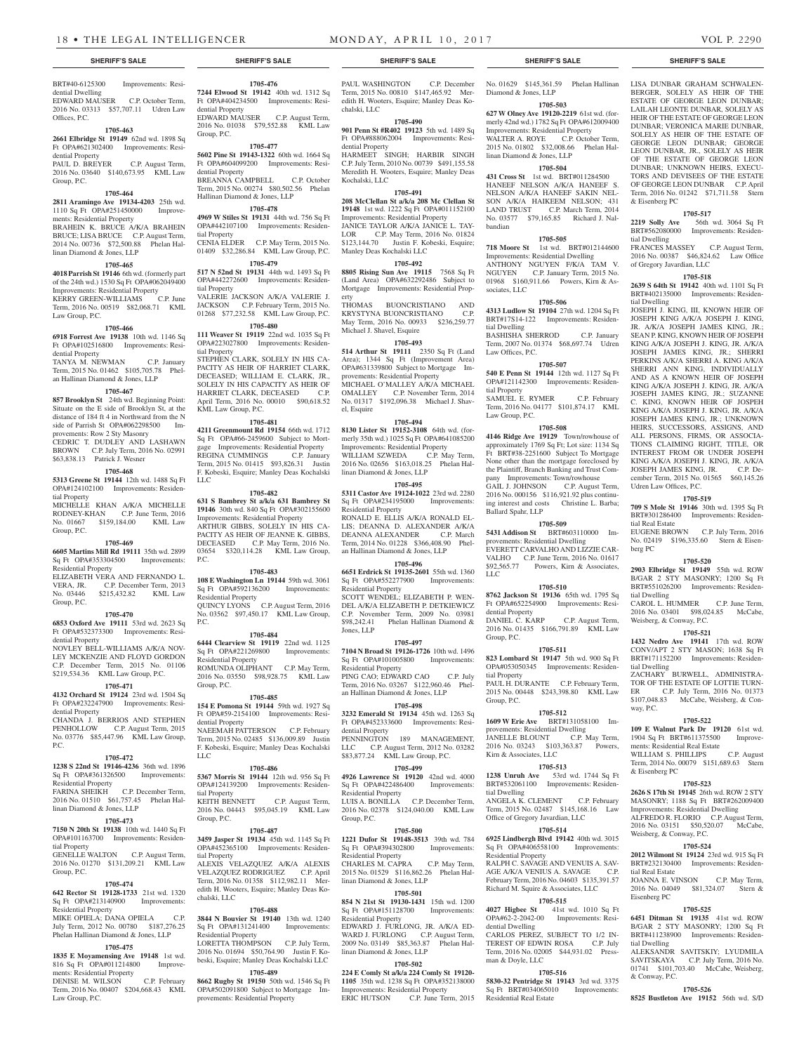**SHERIFF'S SALE**

BRT#40-6125300 Improvements: Residential Dwelling

EDWARD MAUSER C.P. October Term, 2016 No. 03313 $57,707.11 Udren Law Offices, P.C.

**1705-463**

**2661 Elbridge St 19149** 62nd wd. 1898 Sq Ft OPA#621302400 Improvements: Residential Property

PAUL D. BREYER C.P. August Term, 2016 No. 03640 $140,673.95 KML Law Group, P.C.

**1705-464**

**2811 Aramingo Ave 19134-4203** 25th wd. 1110 Sq Ft OPA#251450000 Improvements: Residential Property

BRAHEIN K. BRUCE A/K/A BRAHEIN BRUCE; LISA BRUCE C.P. August Term, 2014 No. 00736 $72,500.88 Phelan Hallinan Diamond & Jones, LLP

**1705-465**

**4018 Parrish St 19146** 6th wd. (formerly part of the 24th wd.) 1530 Sq Ft OPA#062049400 Improvements: Residential Property

KERRY GREEN-WILLIAMS C.P. June Term, 2016 No. 00519 $82,068.71 KML Law Group, P.C.

**1705-466**

**6918 Forrest Ave 19138** 10th wd. 1146 Sq Ft OPA#102516800 Improvements: Residential Property

TANYA M. NEWMAN C.P. January Term, 2015 No. 01462 $105,705.78 Phelan Hallinan Diamond & Jones, LLP

**1705-467**

**857 Brooklyn St** 24th wd. Beginning Point: Situate on the E side of Brooklyn St, at the distance of 184 ft 4 in Northward from the N side of Parrish St OPA#062298500 Improvements: Row 2 Sty Masonry

CEDRIC T. DUDLEY AND LASHAWN BROWN C.P. July Term, 2016 No. 02991 $63,838.13 Patrick J. Wesner

**1705-468**

**5313 Greene St 19144** 12th wd. 1488 Sq Ft OPA#124102100 Improvements: Residential Property

MICHELLE KHAN A/K/A MICHELLE RODNEY-KHAN C.P. June Term, 2016 No. 01667 $159,184.00 KML Law Group, P.C.

**1705-469**

**6605 Martins Mill Rd 19111** 35th wd. 2899 Sq Ft OPA#353304500 Improvements: Residential Property

ELIZABETH VERA AND FERNANDO L. VERA, JR. C.P. December Term, 2013 No. 03446 $215,432.82 KML Law Group, P.C.

**1705-470**

**6853 Oxford Ave 19111** 53rd wd. 2623 Sq Ft OPA#532373300 Improvements: Residential Property

NOVLEY BELL-WILLIAMS A/K/A NOVLEY MCKENZIE AND FLOYD GORDON C.P. December Term, 2015 No. 01106 $219,534.36 KML Law Group, P.C.

**1705-471**

**4132 Orchard St 19124** 23rd wd. 1504 Sq Ft OPA#232247900 Improvements: Residential Property

CHANDA J. BERRIOS AND STEPHEN PENHOLLOW C.P. August Term, 2015 No. 03776 $85,447.96 KML Law Group, P.C.

**1705-472**

**1238 S 22nd St 19146-4236** 36th wd. 1896 Sq Ft OPA#361326500 Improvements: Residential Property

FARINA SHEIKH C.P. December Term, 2016 No. 01510 $61,757.45 Phelan Hallinan Diamond & Jones, LLP

**1705-473**

**7150 N 20th St 19138** 10th wd. 1440 Sq Ft OPA#101163700 Improvements: Residential Property

GENELLE WALTON C.P. August Term, 2016 No. 01270 $131,209.21 KML Law Group, P.C.

**1705-474**

**642 Rector St 19128-1733** 21st wd. 1320 Sq Ft OPA#213140900 Improvements: Residential Property

MIKE OPIELA; DANA OPIELA C.P. July Term, 2012 No. 00780 $187,276.25 Phelan Hallinan Diamond & Jones, LLP

**1705-475**

**1835 E Moyamensing Ave 19148** 1st wd. 816 Sq Ft OPA#011214800 Improvements: Residential Property

DENISE M. WILSON C.P. February Term, 2016 No. 00407 $204,668.43 KML Law Group, P.C.

**1705-476**

**7244 Elwood St 19142** 40th wd. 1312 Sq Ft OPA#404234500 Improvements: Residential Property

EDWARD MAUSER C.P. August Term, 2016 No. 01038 $79,552.88 KML Law Group, P.C.

**1705-477**

**5602 Pine St 19143-1322** 60th wd. 1664 Sq Ft OPA#604099200 Improvements: Residential Property

BREANNA CAMPBELL C.P. October Term, 2015 No. 00274 $80,502.56 Phelan Hallinan Diamond & Jones, LLP

**1705-478**

**4969 W Stiles St 19131** 44th wd. 756 Sq Ft OPA#442107100 Improvements: Residential Property

CENIA ELDER C.P. May Term, 2015 No. 01409 $32,286.84 KML Law Group, P.C.

**1705-479**

**517 N 52nd St 19131** 44th wd. 1493 Sq Ft OPA#442272600 Improvements: Residential Property

VALERIE JACKSON A/K/A VALERIE J. JACKSON C.P. February Term, 2015 No. 01268 $77,232.58 KML Law Group, P.C.

**1705-480**

**111 Weaver St 19119** 22nd wd. 1035 Sq Ft OPA#223027800 Improvements: Residential Property

STEPHEN CLARK, SOLELY IN HIS CAPACITY AS HEIR OF HARRIET CLARK, DECEASED; WILLIAM E. CLARK, JR., SOLELY IN HIS CAPACITY AS HEIR OF HARRIET CLARK, DECEASED C.P. April Term, 2016 No. 00010 $90,618.52 KML Law Group, P.C.

**1705-481**

**4211 Greenmount Rd 19154** 66th wd. 1712 Sq Ft OPA#66-2459600 Subject to Mortgage Improvements: Residential Property

REGINA CUMMINGS C.P. January Term, 2015 No. 01415 $93,826.31 Justin F. Kobeski, Esquire; Manley Deas Kochalski LLC

**1705-482**

**631 S Bambrey St a/k/a 631 Bambrey St 19146** 30th wd. 840 Sq Ft OPA#302155600 Improvements: Residential Property

ARTHUR GIBBS, SOLELY IN HIS CAPACITY AS HEIR OF JEANNE K. GIBBS, DECEASED C.P. May Term, 2016 No. 03654 $320,114.28 KML Law Group, P.C.

**1705-483**

**108 E Washington Ln 19144** 59th wd. 3061 Sq Ft OPA#592136200 Improvements: Residential Property

QUINCY LYONS C.P. August Term, 2016 No. 03562 $97,450.17 KML Law Group, P.C.

**1705-484**

**6444 Clearview St 19119** 22nd wd. 1125 Sq Ft OPA#221269800 Improvements: Residential Property

ROMUNDA OLIPHANT C.P. May Term, 2016 No. 03550 $98,928.75 KML Law Group, P.C.

**1705-485**

**154 E Pomona St 19144** 59th wd. 1927 Sq Ft OPA#59-2154100 Improvements: Residential Property

NAEEMAH PATTERSON C.P. February Term, 2015 No. 02485 $136,009.89 Justin F. Kobeski, Esquire; Manley Deas Kochalski LLC

**1705-486**

**5367 Morris St 19144** 12th wd. 956 Sq Ft OPA#124139200 Improvements: Residential Property

KEITH BENNETT C.P. August Term, 2016 No. 04443 $95,045.19 KML Law Group, P.C.

**1705-487**

**3459 Jasper St 19134** 45th wd. 1145 Sq Ft OPA#452365100 Improvements: Residential Property

ALEXIS VELAZQUEZ A/K/A ALEXIS VELAZQUEZ RODRIGUEZ C.P. April Term, 2016 No. 01358 $112,982.11 Meredith H. Wooters, Esquire; Manley Deas Kochalski, LLC

**1705-488**

**3844 N Bouvier St 19140** 13th wd. 1240 Sq Ft OPA#131241400 Improvements: Residential Property

LORETTA THOMPSON C.P. July Term, 2016 No. 01694 $50,764.90 Justin F. Kobeski, Esquire; Manley Deas Kochalski LLC

**1705-489**

**8662 Rugby St 19150** 50th wd. 1546 Sq Ft OPA#502091800 Subject to Mortgage Improvements: Residential Property

PAUL WASHINGTON C.P. December Term, 2015 No. 00810 $147,465.92 Meredith H. Wooters, Esquire; Manley Deas Kochalski, LLC

**1705-490**

**901 Penn St #R402 19123** 5th wd. 1489 Sq Ft OPA#888062004 Improvements: Residential Property

HARMEET SINGH; HARBIR SINGH C.P. July Term, 2010 No. 00739 $491,155.58 Meredith H. Wooters, Esquire; Manley Deas Kochalski, LLC

**1705-491**

**208 McClellan St a/k/a 208 Mc Clellan St 19148** 1st wd. 1222 Sq Ft OPA#011152100 Improvements: Residential Property

JANICE TAYLOR A/K/A JANICE L. TAYLOR C.P. May Term, 2016 No. 01824 $123,144.70 Justin F. Kobeski, Esquire; Manley Deas Kochalski LLC

**1705-492**

**8805 Rising Sun Ave 19115** 7568 Sq Ft (Land Area) OPA#632292486 Subject to Mortgage Improvements: Residential Property

THOMAS BUONCRISTIANO AND KRYSTYNA BUONCRISTIANO C.P. May Term, 2016 No. 00933 $236,259.77 Michael J. Shavel, Esquire

**1705-493**

**514 Arthur St 19111** 2350 Sq Ft (Land Area); 1344 Sq Ft (Improvement Area) OPA#631339800 Subject to Mortgage Improvements: Residential Property

MICHAEL O'MALLEY A/K/A MICHAEL OMALLEY C.P. November Term, 2014 No. 01317 $192,096.38 Michael J. Shavel, Esquire

**1705-494**

**8130 Lister St 19152-3108** 64th wd. (formerly 35th wd.) 1025 Sq Ft OPA#641085200 Improvements: Residential Property

WILLIAM SZWEDA C.P. May Term, 2016 No. 02656 $163,018.25 Phelan Hallinan Diamond & Jones, LLP

**1705-495**

**5311 Castor Ave 19124-1022** 23rd wd. 2280 Sq Ft OPA#234195000 Improvements: Residential Property

RONALD E. ELLIS A/K/A RONALD ELLIS; DEANNA D. ALEXANDER A/K/A DEANNA ALEXANDER C.P. March Term, 2014 No. 01228 $366,408.90 Phelan Hallinan Diamond & Jones, LLP

**1705-496**

**6651 Erdrick St 19135-2601** 55th wd. 1360 Sq Ft OPA#552277900 Improvements: Residential Property

SCOTT WENDEL; ELIZABETH P. WENDEL A/K/A ELIZABETH P. DETKIEWICZ C.P. November Term, 2009 No. 03981 $98,242.41 Phelan Hallinan Diamond & Jones, LLP

**1705-497**

**7104 N Broad St 19126-1726** 10th wd. 1496 Sq Ft OPA#101005800 Improvements: Residential Property

PING CAO; EDWARD CAO C.P. July Term, 2016 No. 03267 $122,960.46 Phelan Hallinan Diamond & Jones, LLP

**1705-498**

**3232 Emerald St 19134** 45th wd. 1263 Sq Ft OPA#452333600 Improvements: Residential Property

PENNINGTON 189 MANAGEMENT, LLC C.P. August Term, 2012 No. 03282 $83,877.24 KML Law Group, P.C.

**1705-499**

**4926 Lawrence St 19120** 42nd wd. 4000 Sq Ft OPA#422486400 Improvements: Residential Property

LUIS A. BONILLA C.P. December Term, 2016 No. 02378 $124,040.00 KML Law Group, P.C.

**1705-500**

**1221 Dufor St 19148-3513** 39th wd. 784 Sq Ft OPA#394302800 Improvements: Residential Property

CHARLES M. CAPRA C.P. May Term, 2015 No. 01529 $116,862.26 Phelan Hallinan Diamond & Jones, LLP

**1705-501**

**854 N 21st St 19130-1431** 15th wd. 1200 Sq Ft OPA#151128700 Improvements: Residential Property

EDWARD J. FURLONG, JR. A/K/A EDWARD J. FURLONG C.P. August Term, 2009 No. 03149 $85,363.87 Phelan Hallinan Diamond & Jones, LLP

**1705-502**

**224 E Comly St a/k/a 224 Comly St 19120-1105** 35th wd. 1238 Sq Ft OPA#352138000 Improvements: Residential Property

ERIC HUTSON C.P. June Term, 2015 No. 01629 $145,361.59 Phelan Hallinan Diamond & Jones, LLP

**1705-503**

**627 W Olney Ave 19120-2219** 61st wd. (formerly 42nd wd.) 1782 Sq Ft OPA#612009400 Improvements: Residential Property

WALTER A. ROYE C.P. October Term, 2015 No. 01802 $32,008.66 Phelan Hallinan Diamond & Jones, LLP

**1705-504**

**431 Cross St** 1st wd. BRT#011284500

HANEEF NELSON A/K/A HANEEF S. NELSON A/K/A HANEEF SAKIN NELSON A/K/A HAIKEEM NELSON; 431 LAND TRUST C.P. March Term, 2014 No. 03577 $79,165.85 Richard J. Nalbandian

**1705-505**

**718 Moore St** 1st wd. BRT#012144600 Improvements: Residential Dwelling

ANTHONY NGUYEN F/K/A TAM V. NGUYEN C.P. January Term, 2015 No. 01968 $160,911.66 Powers, Kirn & Associates, LLC

**1705-506**

**4313 Ludlow St 19104** 27th wd. 1204 Sq Ft BRT#17S14-122 Improvements: Residential Dwelling

BASHISHA SHERROD C.P. January Term, 2007 No. 01374 $68,697.74 Udren Law Offices, P.C.

**1705-507**

**540 E Penn St 19144** 12th wd. 1127 Sq Ft OPA#121142300 Improvements: Residential Property

SAMUEL E. RYMER C.P. February Term, 2016 No. 04177 $101,874.17 KML Law Group, P.C.

**1705-508**

**4146 Ridge Ave 19129** Town/rowhouse of approximately 1769 Sq Ft; Lot size: 1134 Sq Ft BRT#38-2251600 Subject To Mortgage None other than the mortgage foreclosed by the Plaintiff, Branch Banking and Trust Company Improvements: Town/rowhouse

GAIL J. JOHNSON C.P. August Term, 2016 No. 000156 $116,921.92 plus continuing interest and costs Christine L. Barba; Ballard Spahr, LLP

**1705-509**

**5431 Addison St** BRT#603110000 Improvements: Residential Dwelling

EVERETT CARVALHO AND LIZZIE CARVALHO C.P. June Term, 2016 No. 01617 $92,565.77 Powers, Kirn & Associates, LLC

**1705-510**

**8762 Jackson St 19136** 65th wd. 1795 Sq Ft OPA#652254900 Improvements: Residential Property

DANIEL C. KARP C.P. August Term, 2016 No. 01435 $166,791.89 KML Law Group, P.C.

**1705-511**

**823 Lombard St 19147** 5th wd. 900 Sq Ft OPA#053050345 Improvements: Residential Property

PAUL H. DURANTE C.P. February Term, 2015 No. 00448 $243,398.80 KML Law Group, P.C.

**1705-512**

**1609 W Erie Ave** BRT#131058100 Improvements: Residential Dwelling

JANELLE BLOUNT C.P. May Term, 2016 No. 03243 $103,363.87 Powers, Kirn & Associates, LLC

**1705-513**

**1238 Unruh Ave** 53rd wd. 1744 Sq Ft BRT#532061100 Improvements: Residential Dwelling

ANGELA K. CLEMENT C.P. February Term, 2015 No. 02487 $145,168.16 Law Office of Gregory Javardian, LLC

**1705-514**

**6925 Lindbergh Blvd 19142** 40th wd. 3015 Sq Ft OPA#406558100 Improvements: Residential Property

RALPH C. SAVAGE AND VENUIS A. SAVAGE A/K/A VENIUS A. SAVAGE C.P. February Term, 2016 No. 04603 $135,391.57 Richard M. Squire & Associates, LLC

**1705-515**

**4027 Higbee St** 41st wd. 1010 Sq Ft OPA#62-2-2042-00 Improvements: Residential Dwelling

CARLOS PEREZ, SUBJECT TO 1/2 INTEREST OF EDWIN ROSA C.P. July Term, 2016 No. 02005 $44,931.02 Pressman & Doyle, LLC

**1705-516**

**5830-32 Pentridge St 19143** 3rd wd. 3375 Sq Ft BRT#034065010 Improvements: Residential Real Estate

LISA DUNBAR GRAHAM SCHWALENBERGER, SOLELY AS HEIR OF THE ESTATE OF GEORGE LEON DUNBAR; LAILAH LEONTE DUNBAR, SOLELY AS HEIR OF THE ESTATE OF GEORGE LEON DUNBAR; VERONICA MARIE DUNBAR, SOLELY AS HEIR OF THE ESTATE OF GEORGE LEON DUNBAR; GEORGE LEON DUNBAR, JR., SOLELY AS HEIR OF THE ESTATE OF GEORGE LEON DUNBAR; UNKNOWN HEIRS, EXECUTORS AND DEVISEES OF THE ESTATE OF GEORGE LEON DUNBAR C.P. April Term, 2016 No. 01242 $71,711.58 Stern & Eisenberg PC

**1705-517**

**2219 Solly Ave** 56th wd. 3064 Sq Ft BRT#562080000 Improvements: Residential Dwelling

FRANCES MASSEY C.P. August Term, 2016 No. 00387 $46,824.62 Law Office of Gregory Javardian, LLC

**1705-518**

**2639 S 64th St 19142** 40th wd. 1101 Sq Ft BRT#402135000 Improvements: Residential Dwelling

JOSEPH J. KING, III, KNOWN HEIR OF JOSEPH KING A/K/A JOSEPH J. KING, JR. A/K/A JOSEPH JAMES KING, JR.; SEAN P. KING, KNOWN HEIR OF JOSEPH KING A/K/A JOSEPH J. KING, JR. A/K/A JOSEPH JAMES KING, JR.; SHERRI PERKINS A/K/A SHERRI A. KING A/K/A SHERRI ANN KING, INDIVIDUALLY AND AS A KNOWN HEIR OF JOSEPH KING A/K/A JOSEPH J. KING, JR. A/K/A JOSEPH JAMES KING, JR.; SUZANNE C. KING, KNOWN HEIR OF JOSPEH KING A/K/A JOSEPH J. KING, JR. A/K/A JOSEPH JAMES KING, JR.; UNKNOWN HEIRS, SUCCESSORS, ASSIGNS, AND ALL PERSONS, FIRMS, OR ASSOCIATIONS CLAIMING RIGHT, TITLE, OR INTEREST FROM OR UNDER JOSEPH KING A/K/A JOSEPH J. KING, JR. A/K/A JOSEPH JAMES KING, JR. C.P. December Term, 2015 No. 01565 $60,145.26 Udren Law Offices, P.C.

**1705-519**

**709 S Mole St 19146** 30th wd. 1395 Sq Ft BRT#301286400 Improvements: Residential Real Estate

EUGENE BROWN C.P. July Term, 2016 No. 02419 $196,335.60 Stern & Eisenberg PC

**1705-520**

**2903 Elbridge St 19149** 55th wd. ROW B/GAR 2 STY MASONRY; 1200 Sq Ft BRT#551026200 Improvements: Residential Dwelling

CAROL L. HUMMER C.P. June Term, 2016 No. 03401 $98,024.85 McCabe, Weisberg, & Conway, P.C.

**1705-521**

**1432 Nedro Ave 19141** 17th wd. ROW CONV/APT 2 STY MASONRY; 1638 Sq Ft BRT#171152200 Improvements: Residential Dwelling

ZACHARY BURWELL, ADMINISTRATOR OF THE ESTATE OF LOTTIE TURNER C.P. July Term, 2016 No. 01373 $107,048.83 McCabe, Weisberg, & Conway, P.C.

**1705-522**

**109 E Walnut Park Dr 19120** 61st wd. 1904 Sq Ft BRT#611375500 Improvements: Residential Real Estate

WILLIAM S. PHILLIPS C.P. August Term, 2014 No. 00079 $151,689.63 Stern & Eisenberg PC

**1705-523**

**2626 S 17th St 19145** 26th wd. ROW 2 STY MASONRY; 1188 Sq Ft BRT#262009400 Improvements: Residential Dwelling

ALFREDO R. FLORIO C.P. August Term, 2016 No. 03151 $50,520.07 McCabe, Weisberg, & Conway, P.C.

**1705-524**

**2012 Wilmot St 19124** 23rd wd. 915 Sq Ft BRT#232130400 Improvements: Residential Real Estate

JOANNA E. VINSON C.P. May Term, 2016 No. 04049 $81,324.07 Stern & Eisenberg PC

**1705-525**

**6451 Ditman St 19135** 41st wd. ROW B/GAR 2 STY MASONRY; 1200 Sq Ft BRT#411238900 Improvements: Residential Dwelling

ALEKSANDR SAVITSKIY; LYUDMILA SAVITSKAYA C.P. July Term, 2016 No. 01741 $101,703.40 McCabe, Weisberg, & Conway, P.C.

**1705-526**

**8525 Bustleton Ave 19152** 56th wd. S/D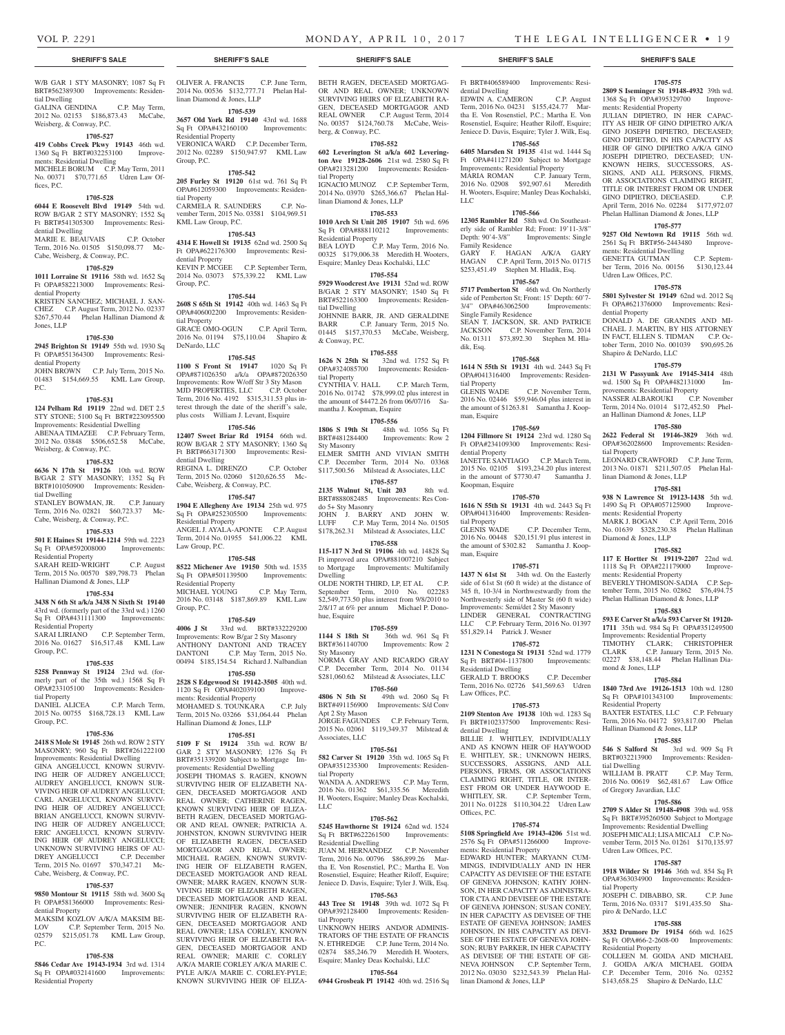**SHERIFF'S SALE**

W/B GAR 1 STY MASONRY; 1087 Sq Ft BRT#562389300 Improvements: Residential Dwelling
GALINA GENDINA C.P. May Term, 2012 No. 02153 $186,873.43 McCabe, Weisberg, & Conway, P.C.

**1705-527**

**419 Cobbs Creek Pkwy 19143** 46th wd. 1360 Sq Ft BRT#032253100 Improvements: Residential Dwelling
MICHELE BORUM C.P. May Term, 2011 No. 00371 $70,771.65 Udren Law Offices, P.C.

**1705-528**

**6044 E Roosevelt Blvd 19149** 54th wd. ROW B/GAR 2 STY MASONRY; 1552 Sq Ft BRT#541305300 Improvements: Residential Dwelling
MARIE E. BEAUVAIS C.P. October Term, 2016 No. 01505 $150,098.77 McCabe, Weisberg, & Conway, P.C.

**1705-529**

**1011 Lorraine St 19116** 58th wd. 1652 Sq Ft OPA#582213000 Improvements: Residential Property
KRISTEN SANCHEZ; MICHAEL J. SANCHEZ C.P. August Term, 2012 No. 02337 $267,570.44 Phelan Hallinan Diamond & Jones, LLP

**1705-530**

**2945 Brighton St 19149** 55th wd. 1930 Sq Ft OPA#551364300 Improvements: Residential Property
JOHN BROWN C.P. July Term, 2015 No. 01483 $154,669.55 KML Law Group, P.C.

**1705-531**

**124 Pelham Rd 19119** 22nd wd. DET 2.5 STY STONE; 5100 Sq Ft BRT#223095500 Improvements: Residential Dwelling
ABENAA TIMAZEE C.P. February Term, 2012 No. 03848 $506,652.58 McCabe, Weisberg, & Conway, P.C.

**1705-532**

**6636 N 17th St 19126** 10th wd. ROW B/GAR 2 STY MASONRY; 1352 Sq Ft BRT#101050900 Improvements: Residential Dwelling
STANLEY BOWMAN, JR. C.P. January Term, 2016 No. 02821 $60,723.37 McCabe, Weisberg, & Conway, P.C.

**1705-533**

**501 E Haines St 19144-1214** 59th wd. 2223 Sq Ft OPA#592008000 Improvements: Residential Property
SARAH REID-WRIGHT C.P. August Term, 2015 No. 00570 $89,798.73 Phelan Hallinan Diamond & Jones, LLP

**1705-534**

**3438 N 6th St a/k/a 3438 N Sixth St 19140** 43rd wd. (formerly part of the 33rd wd.) 1260 Sq Ft OPA#431111300 Improvements: Residential Property
SARAI LIRIANO C.P. September Term, 2016 No. 01627 $16,517.48 KML Law Group, P.C.

**1705-535**

**5258 Pennway St 19124** 23rd wd. (formerly part of the 35th wd.) 1568 Sq Ft OPA#233105100 Improvements: Residential Property
DANIEL ALICEA C.P. March Term, 2015 No. 00755 $168,728.13 KML Law Group, P.C.

**1705-536**

**2418 S Mole St 19145** 26th wd. ROW 2 STY MASONRY; 960 Sq Ft BRT#261222100 Improvements: Residential Dwelling
GINA ANGELUCCI, KNOWN SURVIVING HEIR OF AUDREY ANGELUCCI; AUDREY ANGELUCCI, KNOWN SURVIVING HEIR OF AUDREY ANGELUCCI; CARL ANGELUCCI, KNOWN SURVIVING HEIR OF AUDREY ANGELUCCI; BRIAN ANGELUCCI, KNOWN SURVIVING HEIR OF AUDREY ANGELUCCI; ERIC ANGELUCCI, KNOWN SURVIVING HEIR OF AUDREY ANGELUCCI; UNKNOWN SURVIVING HEIRS OF AUDREY ANGELUCCI C.P. December Term, 2015 No. 01697 $70,347.21 McCabe, Weisberg, & Conway, P.C.

**1705-537**

**9850 Montour St 19115** 58th wd. 3600 Sq Ft OPA#581366000 Improvements: Residential Property
MAKSIM KOZLOV A/K/A MAKSIM BELOV C.P. September Term, 2015 No. 02579 $215,051.78 KML Law Group, P.C.

**1705-538**

**5846 Cedar Ave 19143-1934** 3rd wd. 1314 Sq Ft OPA#032141600 Improvements: Residential Property
OLIVER A. FRANCIS C.P. June Term, 2014 No. 00536 $132,777.71 Phelan Hallinan Diamond & Jones, LLP

**1705-539**

**3657 Old York Rd 19140** 43rd wd. 1688 Sq Ft OPA#432160100 Improvements: Residential Property
VERONICA WARD C.P. December Term, 2012 No. 02289 $150,947.97 KML Law Group, P.C.

**1705-542**

**205 Furley St 19120** 61st wd. 761 Sq Ft OPA#612059300 Improvements: Residential Property
CARMELA R. SAUNDERS C.P. November Term, 2015 No. 03581 $104,969.51 KML Law Group, P.C.

**1705-543**

**4314 E Howell St 19135** 62nd wd. 2500 Sq Ft OPA#622176300 Improvements: Residential Property
KEVIN P. MCGEE C.P. September Term, 2014 No. 03073 $75,339.22 KML Law Group, P.C.

**1705-544**

**2608 S 65th St 19142** 40th wd. 1463 Sq Ft OPA#406002200 Improvements: Residential Property
GRACE OMO-OGUN C.P. April Term, 2016 No. 01194 $75,110.04 Shapiro & DeNardo, LLC

**1705-545**

**1100 S Front St 19147** 1020 Sq Ft OPA#871026350 a/k/a OPA#872026350 Improvements: Row W/off Str 3 Sty Mason
MJD PROPERTIES, LLC C.P. October Term, 2016 No. 4192 $315,311.53 plus interest through the date of the sheriff's sale, plus costs William J. Levant, Esquire

**1705-546**

**12407 Sweet Briar Rd 19154** 66th wd. ROW B/GAR 2 STY MASONRY; 1360 Sq Ft BRT#663171300 Improvements: Residential Dwelling
REGINA L. DIRENZO C.P. October Term, 2015 No. 02060 $120,626.55 McCabe, Weisberg, & Conway, P.C.

**1705-547**

**1904 E Allegheny Ave 19134** 25th wd. 975 Sq Ft OPA#252305500 Improvements: Residential Property
ANGEL J. AYALA-APONTE C.P. August Term, 2014 No. 01955 $41,006.22 KML Law Group, P.C.

**1705-548**

**8522 Michener Ave 19150** 50th wd. 1535 Sq Ft OPA#501139500 Improvements: Residential Property
MICHAEL YOUNG C.P. May Term, 2016 No. 03148 $187,869.89 KML Law Group, P.C.

**1705-549**

**4006 J St** 33rd wd. BRT#332229200 Improvements: Row B/gar 2 Sty Masonry
ANTHONY DANTONI AND TRACEY DANTONI C.P. May Term, 2015 No. 00494 $185,154.54 Richard J. Nalbandian

**1705-550**

**2528 S Edgewood St 19142-3505** 40th wd. 1120 Sq Ft OPA#402039100 Improvements: Residential Property
MOHAMED S. TOUNKARA C.P. July Term, 2015 No. 03266 $31,064.44 Phelan Hallinan Diamond & Jones, LLP

**1705-551**

**5109 F St 19124** 35th wd. ROW B/GAR 2 STY MASONRY; 1276 Sq Ft BRT#351339200 Subject to Mortgage Improvements: Residential Dwelling
JOSEPH THOMAS S. RAGEN, KNOWN SURVIVING HEIR OF ELIZABETH RAGEN, DECEASED MORTGAGOR AND REAL OWNER; CATHERINE RAGEN, KNOWN SURVIVING HEIR OF ELIZABETH RAGEN, DECEASED MORTGAGOR AND REAL OWNER; PATRICIA A. JOHNSTON, KNOWN SURVIVING HEIR OF ELIZABETH RAGEN, DECEASED MORTGAGOR AND REAL OWNER; MICHAEL RAGEN, KNOWN SURVIVING HEIR OF ELIZABETH RAGEN, DECEASED MORTGAGOR AND REAL OWNER; MARK RAGEN, KNOWN SURVIVING HEIR OF ELIZABETH RAGEN, DECEASED MORTGAGOR AND REAL OWNER; JENNIFER RAGEN, KNOWN SURVIVING HEIR OF ELIZABETH RAGEN, DECEASED MORTGAGOR AND REAL OWNER; LISA CORLEY, KNOWN SURVIVING HEIR OF ELIZABETH RAGEN, DECEASED MORTGAGOR AND REAL OWNER; MARIE C. CORLEY A/K/A MARIE CORLEY A/K/A MARIE C. PYLE A/K/A MARIE C. CORLEY-PYLE; KNOWN SURVIVING HEIR OF ELIZABETH RAGEN, DECEASED MORTGAGOR AND REAL OWNER; UNKNOWN SURVIVING HEIRS OF ELIZABETH RAGEN, DECEASED MORTGAGOR AND REAL OWNER C.P. August Term, 2014 No. 00357 $124,760.78 McCabe, Weisberg, & Conway, P.C.

**1705-552**

**602 Leverington St a/k/a 602 Leverington Ave 19128-2606** 21st wd. 2580 Sq Ft OPA#213281200 Improvements: Residential Property
IGNACIO MUNOZ C.P. September Term, 2014 No. 03970 $265,366.67 Phelan Hallinan Diamond & Jones, LLP

**1705-553**

**1010 Arch St Unit 205 19107** 5th wd. 696 Sq Ft OPA#888110212 Improvements: Residential Property
BEA LOYD C.P. May Term, 2016 No. 00325 $179,006.38 Meredith H. Wooters, Esquire; Manley Deas Kochalski, LLC

**1705-554**

**5929 Woodcrest Ave 19131** 52nd wd. ROW B/GAR 2 STY MASONRY; 1540 Sq Ft BRT#522163300 Improvements: Residential Dwelling
JOHNNIE BARR, JR. AND GERALDINE BARR C.P. January Term, 2015 No. 01445 $157,370.53 McCabe, Weisberg, & Conway, P.C.

**1705-555**

**1626 N 25th St** 32nd wd. 1752 Sq Ft OPA#324085700 Improvements: Residential Property
CYNTHIA V. HALL C.P. March Term, 2016 No. 01742 $78,999.02 plus interest in the amount of $4472.26 from 06/07/16 Samantha J. Koopman, Esquire

**1705-556**

**1806 S 19th St** 48th wd. 1056 Sq Ft BRT#481284400 Improvements: Row 2 Sty Masonry
ELMER SMITH AND VIVIAN SMITH C.P. December Term, 2014 No. 03368 $117,500.56 Milstead & Associates, LLC

**1705-557**

**2135 Walnut St, Unit 203** 8th wd. BRT#888082485 Improvements: Res Condo 5+ Sty Masonry
JOHN J. BARRY AND JOHN W. LUFF C.P. May Term, 2014 No. 01505 $178,262.31 Milstead & Associates, LLC

**1705-558**

**115-117 N 3rd St 19106** 4th wd. 14828 Sq Ft improved area OPA#881007210 Subject to Mortgage Improvements: Multifamily Dwelling
OLDE NORTH THIRD, LP, ET AL C.P. September Term, 2010 No. 022283 $2,549,773.50 plus interest from 9/8/2010 to 2/8/17 at 6% per annum Michael P. Donohue, Esquire

**1705-559**

**1144 S 18th St** 36th wd. 961 Sq Ft BRT#361140700 Improvements: Row 2 Sty Masonry
NORMA GRAY AND RICARDO GRAY C.P. December Term, 2014 No. 01134 $281,060.62 Milstead & Associates, LLC

**1705-560**

**4806 N 5th St** 49th wd. 2060 Sq Ft BRT#491156900 Improvements: S/d Conv Apt 2 Sty Mason
JORGE FAGUNDES C.P. February Term, 2015 No. 02061 $119,349.37 Milstead & Associates, LLC

**1705-561**

**582 Carver St 19120** 35th wd. 1065 Sq Ft OPA#351235300 Improvements: Residential Property
WANDA A. ANDREWS C.P. May Term, 2016 No. 01362 $61,335.56 Meredith H. Wooters, Esquire; Manley Deas Kochalski, LLC

**1705-562**

**5245 Hawthorne St 19124** 62nd wd. 1524 Sq Ft BRT#622261500 Improvements: Residential Dwelling
JUAN M. HERNANDEZ C.P. November Term, 2016 No. 00796 $86,899.26 Martha E. Von Rosenstiel, P.C.; Martha E. Von Rosenstiel, Esquire; Heather Riloff, Esquire; Jeniece D. Davis, Esquire; Tyler J. Wilk, Esq.

**1705-563**

**443 Tree St 19148** 39th wd. 1072 Sq Ft OPA#392128400 Improvements: Residential Property
UNKNOWN HEIRS AND/OR ADMINISTRATORS OF THE ESTATE OF FRANCIS N. ETHREDGE C.P. June Term, 2014 No. 02874 $85,246.79 Meredith H. Wooters, Esquire; Manley Deas Kochalski LLC

**1705-564**

**6944 Grosbeak Pl 19142** 40th wd. 2516 Sq Ft BRT#406589400 Improvements: Residential Dwelling
EDWIN A. CAMERON C.P. August Term, 2016 No. 04231 $155,424.77 Martha E. Von Rosenstiel, P.C.; Martha E. Von Rosenstiel, Esquire; Heather Riloff, Esquire; Jeniece D. Davis, Esquire; Tyler J. Wilk, Esq.

**1705-565**

**6405 Marsden St 19135** 41st wd. 1444 Sq Ft OPA#411271200 Subject to Mortgage Improvements: Residential Property
MARIA ROMAN C.P. January Term, 2016 No. 02908 $92,907.61 Meredith H. Wooters, Esquire; Manley Deas Kochalski, LLC

**1705-566**

**12305 Rambler Rd** 58th wd. On Southeasterly side of Rambler Rd; Front: 19'11-3/8" Depth: 90'4-3/8" Improvements: Single Family Residence
GARY F. HAGAN A/K/A GARY HAGAN C.P. April Term, 2015 No. 01715 $253,451.49 Stephen M. Hladik, Esq.

**1705-567**

**5717 Pemberton St** 46th wd. On Northerly side of Pemberton St; Front: 15' Depth: 60'7-3/4" OPA#463062500 Improvements: Single Family Residence
SEAN T. JACKSON, SR. AND PATRICE JACKSON C.P. November Term, 2014 No. 01311 $73,892.30 Stephen M. Hladik, Esq.

**1705-568**

**1614 N 55th St 19131** 4th wd. 2443 Sq Ft OPA#041316400 Improvements: Residential Property
GLENIS WADE C.P. November Term, 2016 No. 02446 $59,946.04 plus interest in the amount of $1263.81 Samantha J. Koopman, Esquire

**1705-569**

**1204 Fillmore St 19124** 23rd wd. 1280 Sq Ft OPA#234109300 Improvements: Residential Property
IANETTE SANTIAGO C.P. March Term, 2015 No. 02105 $193,234.20 plus interest in the amount of $7730.47 Samantha J. Koopman, Esquire

**1705-570**

**1616 N 55th St 19131** 4th wd. 2443 Sq Ft OPA#041316400 Improvements: Residential Property
GLENIS WADE C.P. December Term, 2016 No. 00448 $20,151.91 plus interest in the amount of $302.82 Samantha J. Koopman, Esquire

**1705-571**

**1437 N 61st St** 34th wd. On the Easterly side of 61st St (60 ft wide) at the distance of 345 ft, 10-3/4 in Northwestwardly from the Northwesterly side of Master St (60 ft wide) Improvements: Semi/det 2 Sty Masonry
LINDER GENERAL CONTRACTING LLC C.P. February Term, 2016 No. 01397 $51,829.14 Patrick J. Wesner

**1705-572**

**1231 N Conestoga St 19131** 52nd wd. 1779 Sq Ft BRT#04-1137800 Improvements: Residential Dwelling
GERALD T. BROOKS C.P. December Term, 2016 No. 02726 $41,569.63 Udren Law Offices, P.C.

**1705-573**

**2109 Stenton Ave 19138** 10th wd. 1283 Sq Ft BRT#102337500 Improvements: Residential Dwelling
BILLIE J. WHITLEY, INDIVIDUALLY AND AS KNOWN HEIR OF HAYWOOD E. WHITLEY, SR.; UNKNOWN HEIRS, SUCCESSORS, ASSIGNS, AND ALL PERSONS, FIRMS, OR ASSOCIATIONS CLAIMING RIGHT, TITLE, OR INTEREST FROM OR UNDER HAYWOOD E. WHITLEY, SR. C.P. September Term, 2011 No. 01228 $110,304.22 Udren Law Offices, P.C.

**1705-574**

**5108 Springfield Ave 19143-4206** 51st wd. 2576 Sq Ft OPA#511266000 Improvements: Residential Property
EDWARD HUNTER; MARYANN CUMMINGS, INDIVIDUALLY AND IN HER CAPACITY AS DEVISEE OF THE ESTATE OF GENEVA JOHNSON; KATHY JOHNSON, IN HER CAPACITY AS ADINISTRATOR CTA AND DEVISEE OF THE ESTATE OF GENEVA JOHNSON; SUSAN CONEY, IN HER CAPACITY AS DEVISEE OF THE ESTATE OF GENEVA JOHNSON; JAMES JOHNSON, IN HIS CAPACITY AS DEVISEE OF THE ESTATE OF GENEVA JOHNSON; RUBY PARKER, IN HER CAPACITY AS DEVISEE OF THE ESTATE OF GENEVA JOHNSON C.P. September Term, 2012 No. 03030 $232,543.39 Phelan Hallinan Diamond & Jones, LLP

**1705-575**

**2809 S Iseminger St 19148-4932** 39th wd. 1368 Sq Ft OPA#395329700 Improvements: Residential Property
JULIAN DIPIETRO, IN HER CAPACITY AS HEIR OF GINO DIPIETRO A/K/A GINO JOSEPH DIPIETRO, DECEASED; GINO DIPIETRO, IN HIS CAPACITY AS HEIR OF GINO DIPIETRO A/K/A GINO JOSEPH DIPIETRO, DECEASED; UNKNOWN HEIRS, SUCCESSORS, ASSIGNS, AND ALL PERSONS, FIRMS, OR ASSOCIATIONS CLAIMING RIGHT, TITLE OR INTEREST FROM OR UNDER GINO DIPIETRO, DECEASED. C.P. April Term, 2016 No. 02284 $177,972.07 Phelan Hallinan Diamond & Jones, LLP

**1705-577**

**9257 Old Newtown Rd 19115** 56th wd. 2561 Sq Ft BRT#56-2443480 Improvements: Residential Dwelling
GENETTA GUTMAN C.P. September Term, 2016 No. 00156 $130,123.44 Udren Law Offices, P.C.

**1705-578**

**5801 Sylvester St 19149** 62nd wd. 2012 Sq Ft OPA#621376000 Improvements: Residential Property
DONALD A. DE GRANDIS AND MICHAEL J. MARTIN, BY HIS ATTORNEY IN FACT, ELLEN S. TIDMAN C.P. October Term, 2010 No. 001039 $90,695.26 Shapiro & DeNardo, LLC

**1705-579**

**2131 W Passyunk Ave 19145-3414** 48th wd. 1500 Sq Ft OPA#482131000 Improvements: Residential Property
NASSER ALBAROUKI C.P. November Term, 2014 No. 01014 $172,452.50 Phelan Hallinan Diamond & Jones, LLP

**1705-580**

**2622 Federal St 19146-3829** 36th wd. OPA#362028600 Improvements: Residential Property
LEONARD CRAWFORD C.P. June Term, 2013 No. 01871 $211,507.05 Phelan Hallinan Diamond & Jones, LLP

**1705-581**

**938 N Lawrence St 19123-1438** 5th wd. 1490 Sq Ft OPA#057125900 Improvements: Residential Property
MARK J. BOGAN C.P. April Term, 2016 No. 01639 $328,230.38 Phelan Hallinan Diamond & Jones, LLP

**1705-582**

**117 E Hortter St 19119-2207** 22nd wd. 1118 Sq Ft OPA#221179000 Improvements: Residential Property
BEVERLY THOMISON-SADIA C.P. September Term, 2015 No. 02862 $76,494.75 Phelan Hallinan Diamond & Jones, LLP

**1705-583**

**593 E Carver St a/k/a 593 Carver St 19120-1711** 35th wd. 984 Sq Ft OPA#351249500 Improvements: Residential Property
TIMOTHY CLARK; CHRISTOPHER CLARK C.P. January Term, 2015 No. 02227 $38,148.44 Phelan Hallinan Diamond & Jones, LLP

**1705-584**

**1840 73rd Ave 19126-1513** 10th wd. 1280 Sq Ft OPA#101343100 Improvements: Residential Property
BAXTER ESTATES, LLC C.P. February Term, 2016 No. 04172 $93,817.00 Phelan Hallinan Diamond & Jones, LLP

**1705-585**

**546 S Salford St** 3rd wd. 909 Sq Ft BRT#032213900 Improvements: Residential Dwelling
WILLIAM B. PRATT C.P. May Term, 2016 No. 00619 $62,481.67 Law Office of Gregory Javardian, LLC

**1705-586**

**2709 S Alder St 19148-4908** 39th wd. 958 Sq Ft BRT#395260500 Subject to Mortgage Improvements: Residential Dwelling
JOSEPH MICALI; LISA MICALI C.P. November Term, 2015 No. 01261 $170,135.97 Udren Law Offices, P.C.

**1705-587**

**1918 Wilder St 19146** 36th wd. 854 Sq Ft OPA#363034900 Improvements: Residential Property
JOSEPH C. DIBABBO, SR. C.P. June Term, 2016 No. 03317 $191,435.50 Shapiro & DeNardo, LLC

**1705-588**

**3532 Drumore Dr 19154** 66th wd. 1625 Sq Ft OPA#66-2-2608-00 Improvements: Residential Property
COLLEEN M. GOIDA AND MICHAEL J. GOIDA A/K/A MICHAEL GOIDA C.P. December Term, 2016 No. 02352 $143,658.25 Shapiro & DeNardo, LLC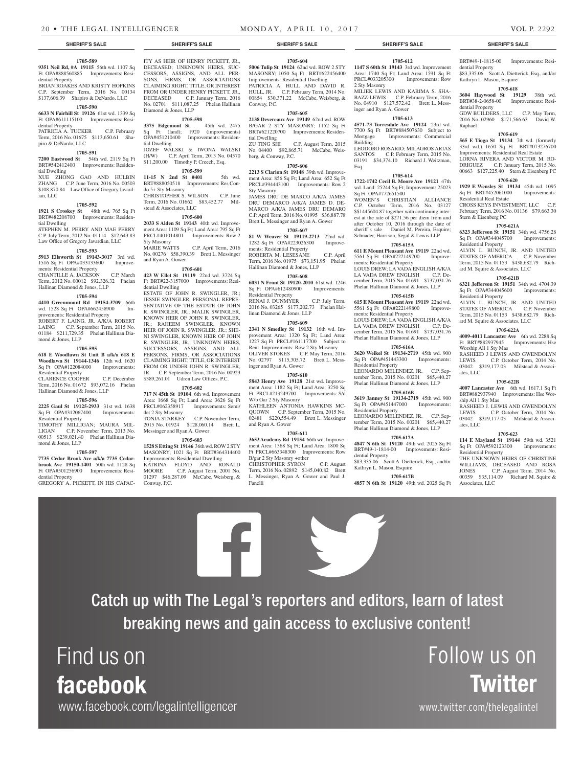## SHERIFF'S SALE

**1705-589**

**9351 Neil Rd, #A 19115** 56th wd. 1107 Sq Ft OPA#888560885 Improvements: Residential Property
BRIAN ROAKES AND KRISTY HOPKINS C.P. September Term, 2016 No. 00134 $137,606.39 Shapiro & DeNardo, LLC

**1705-590**

**6633 N Fairhill St 19126** 61st wd. 1339 Sq Ft OPA#611115100 Improvements: Residential Property
PATRICIA A. TUCKER C.P. February Term, 2016 No. 01675 $113,650.61 Shapiro & DeNardo, LLC

**1705-591**

**7200 Eastwood St** 54th wd. 2119 Sq Ft BRT#542412400 Improvements: Residential Dwelling
XUE ZHONG GAO AND HULBIN ZHANG C.P. June Term, 2016 No. 00503 $108,870.84 Law Office of Gregory Javardian, LLC

**1705-592**

**1921 S Croskey St** 48th wd. 765 Sq Ft BRT#482208700 Improvements: Residential Dwelling
STEPHEN M. PERRY AND MAE PERRY C.P. July Term, 2012 No. 01114 $12,643.83 Law Office of Gregory Javardian, LLC

**1705-593**

**5913 Ellsworth St 19143-3017** 3rd wd. 1516 Sq Ft OPA#033133600 Improvements: Residential Property
CHANTILLE A. JACKSON C.P. March Term, 2012 No. 00012 $92,326.32 Phelan Hallinan Diamond & Jones, LLP

**1705-594**

**4410 Greenmount Rd 19154-3709** 66th wd. 1528 Sq Ft OPA#662458900 Improvements: Residential Property
ROBERT F. LAING, JR. A/K/A ROBERT LAING C.P. September Term, 2015 No. 01184 $211,729.35 Phelan Hallinan Diamond & Jones, LLP

**1705-595**

**618 E Woodlawn St Unit B a/k/a 618 E Woodlawn St 19144-1346** 12th wd. 1620 Sq Ft OPA#122084000 Improvements: Residential Property
CLARENCE COOPER C.P. December Term, 2016 No. 01672 $93,072.16 Phelan Hallinan Diamond & Jones, LLP

**1705-596**

**2225 Gaul St 19125-2933** 31st wd. 1638 Sq Ft OPA#312067400 Improvements: Residential Property
TIMOTHY MILLIGAN; MAURA MILLIGAN C.P. November Term, 2013 No. 00513 $239,021.40 Phelan Hallinan Diamond & Jones, LLP

**1705-597**

**7735 Cedar Brook Ave a/k/a 7735 Cedarbrook Ave 19150-1401** 50th wd. 1128 Sq Ft OPA#501256900 Improvements: Residential Property
GREGORY A. PICKETT, IN HIS CAPACITY AS HEIR OF HENRY PICKETT, JR., DECEASED; UNKNOWN HEIRS, SUCCESSORS, ASSIGNS, AND ALL PERSONS, FIRMS, OR ASSOCIATIONS CLAIMING RIGHT, TITLE, OR INTEREST FROM OR UNDER HENRY PICKETT, JR., DECEASED C.P. January Term, 2016 No. 02701 $111,087.25 Phelan Hallinan Diamond & Jones, LLP

**1705-598**

**3375 Edgemont St** 45th wd. 2475 Sq Ft (land); 1920 (improvements) OPA#451210400 Improvements: Residential Dwelling
JOZEF WALSKI & IWONA WALSKI (H/W) C.P. April Term, 2013 No. 04570 $11,200.00 Timothy P. Creech, Esq.

**1705-599**

**11-15 N 2nd St #401** 5th wd. BRT#888050518 Improvements: Res Condo 5+ Sty Masonry
CHRISTOPHER S. WILSON C.P. June Term, 2016 No. 01662 $83,452.77 Milstead & Associates, LLC

**1705-600**

**2033 S Alden St 19143** 40th wd. Improvement Area: 1109 Sq Ft; Land Area: 795 Sq Ft PRCL#401014801 Improvements: Row 2 Sty Masonry
MARIE WATTS C.P. April Term, 2016 No. 00276 $58,390.39 Brett L. Messinger and Ryan A. Gower

**1705-601**

**423 W Ellet St 19119** 22nd wd. 3724 Sq Ft BRT#22-3157000 Improvements: Residential Dwelling
ESTATE OF JOHN R. SWINGLER, JR.; JESSIE SWINGLER, PERSONAL REPRESENTATIVE OF THE ESTATE OF JOHN R. SWINGLER, JR.; MALIK SWINGLER, KNOWN HEIR OF JOHN R. SWINGLER, JR.; RAHEEM SWINGLER, KNOWN HEIR OF JOHN R. SWINGLER, JR.; SHENI SWINGLER, KNOWN HEIR OF JOHN R. SWINGLER, JR.; UNKNOWN HEIRS, SUCCESSORS, ASSIGNS, AND ALL PERSONS, FIRMS, OR ASSOCIATIONS CLAIMING RIGHT, TITLE, OR INTEREST FROM OR UNDER JOHN R. SWINGLER, JR. C.P. September Term, 2016 No. 00923 $389,261.01 Udren Law Offices, P.C.

**1705-602**

**717 N 45th St 19104** 6th wd. Improvement Area: 1668 Sq Ft; Land Area: 3626 Sq Ft PRCL#062358917 Improvements: Semi/det 2 Sty Masonry
TONJA STARKEY C.P. November Term, 2015 No. 01924 $128,060.14 Brett L. Messinger and Ryan A. Gower

**1705-603**

**1528 S Etting St 19146** 36th wd. ROW 2 STY MASONRY; 1021 Sq Ft BRT#364314400 Improvements: Residential Dwelling
KATRINA FLOYD AND RONALD MOORE C.P. August Term, 2001 No. 01297 $46,287.09 McCabe, Weisberg, & Conway, P.C.

**1705-604**

**5006 Tulip St 19124** 62nd wd. ROW 2 STY MASONRY; 1050 Sq Ft BRT#622456400 Improvements: Residential Dwelling
PATRICIA A. HULL AND DAVID R. HULL, JR. C.P. February Term, 2014 No. 00854 $30,371.22 McCabe, Weisberg, & Conway, P.C.

**1705-605**

**2138 Devereaux Ave 19149** 62nd wd. ROW B/GAR 2 STY MASONRY; 1152 Sq Ft BRT#621220700 Improvements: Residential Dwelling
ZU TING SHI C.P. August Term, 2015 No. 04400 $92,865.71 McCabe, Weisberg, & Conway, P.C.

**1705-606**

**2213 S Clarion St 19148** 39th wd. Improvement Area: 856 Sq Ft; Land Area: 652 Sq Ft PRCL#394443100 Improvements: Row 2 Sty Masonry
JAMES DRU DE MARCO A/K/A JAMES DRU DEMARCO A/K/A JAMES D. DEMARCO A/K/A JAMES DRU DEMARO C.P. April Term, 2016 No. 01995 $36,887.78 Brett L. Messinger and Ryan A. Gower

**1705-607**

**81 W Weaver St 19119-2713** 22nd wd. 1282 Sq Ft OPA#223026300 Improvements: Residential Property
ROBERTA M. LESESANE C.P. April Term, 2016 No. 01975 $73,151.95 Phelan Hallinan Diamond & Jones, LLP

**1705-608**

**6031 N Front St 19120-2010** 61st wd. 1246 Sq Ft OPA#612480900 Improvements: Residential Property
RENAI J. DUNMYER C.P. July Term, 2016 No. 03265 $177,202.73 Phelan Hallinan Diamond & Jones, LLP

**1705-609**

**2341 N Smedley St 19132** 16th wd. Improvement Area: 1320 Sq Ft; Land Area: 1227 Sq Ft PRCL#161117700 Subject to Rent Improvements: Row 2 Sty Masonry
OLIVER STOKES C.P. May Term, 2016 No. 02797 $115,305.72 Brett L. Messinger and Ryan A. Gower

**1705-610**

**5843 Henry Ave 19128** 21st wd. Improvement Area: 1182 Sq Ft; Land Area: 3250 Sq Ft PRCL#213249700 Improvements: S/d W/b Gar 2 Sty Masonry
KATHLEEN ANTONIA HAWKINS MCQUOWN C.P. September Term, 2015 No. 02481 $220,554.49 Brett L. Messinger and Ryan A. Gower

**1705-611**

**3653 Academy Rd 19154** 66th wd. Improvement Area: 1368 Sq Ft; Land Area: 1800 Sq Ft PRCL#663348300 Improvements: Row B/gar 2 Sty Masonry +other
CHRISTOPHER SYRON C.P. August Term, 2016 No. 02892 $145,040.82 Brett L. Messinger, Ryan A. Gower and Paul J. Fanelli

**1705-612**

**1147 S 60th St 19143** 3rd wd. Improvement Area: 1740 Sq Ft; Land Area: 1591 Sq Ft PRCL#033205300 Improvements: Row 2 Sty Masonry
MILIEK LEWIS AND KARIMA S. SHABAZZ-LEWIS C.P. February Term, 2016 No. 04910 $127,572.42 Brett L. Messinger and Ryan A. Gower

**1705-613**

**4571-73 Torresdale Ave 19124** 23rd wd. 7700 Sq Ft BRT#884507630 Subject to Mortgage Improvements: Commercial Building
LEODORO ROSARIO; MILAGROS ARIAS SANTOS C.P. February Term, 2015 No. 03191 $34,374.10 Richard J. Weitzman, Esq.

**1705-614**

**1722-1742 Cecil B. Moore Ave 19121** 47th wd. Land: 25244 Sq Ft; Improvement: 25023 Sq Ft OPA#772651500
WOMEN'S CHRISTIAN ALLIANCE C.P. October Term, 2016 No. 03127 $$1445604.87 together with continuing interest at the rate of $271.56 per diem from and after October 10, 2016 through the date of sheriff's sale Daniel M. Pereira, Esquire; Schnader, Harrison, Segal & Lewis LLP

**1705-615A**

**611 E Mount Pleasant Ave 19119** 22nd wd. 5561 Sq Ft OPA#222149700 Improvements: Residential Property
LOUIS DREW; LA VADA ENGLISH A/K/A LA VADA DREW ENGLISH C.P. December Term, 2015 No. 01691 $737,031.76 Phelan Hallinan Diamond & Jones, LLP

**1705-615B**

**615 E Mount Pleasant Ave 19119** 22nd wd. 5561 Sq Ft OPA#222149800 Improvements: Residential Property
LOUIS DREW; LA VADA ENGLISH A/K/A LA VADA DREW ENGLISH C.P. December Term, 2015 No. 01691 $737,031.76 Phelan Hallinan Diamond & Jones, LLP

**1705-616A**

**3620 Weikel St 19134-2719** 45th wd. 900 Sq Ft OPA#451443300 Improvements: Residential Property
LEONARDO MELENDEZ, JR. C.P. September Term, 2015 No. 00201 $65,440.27 Phelan Hallinan Diamond & Jones, LLP

**1705-616B**

**3619 Janney St 19134-2719** 45th wd. 900 Sq Ft OPA#451447000 Improvements: Residential Property
LEONARDO MELENDEZ, JR. C.P. September Term, 2015 No. 00201 $65,440.27 Phelan Hallinan Diamond & Jones, LLP

**1705-617A**

**4847 N 6th St 19120** 49th wd. 2025 Sq Ft BRT#49-1-1814-00 Improvements: Residential Property
$83,335.06 Scott A. Dietterick, Esq., and/or Kathryn L. Mason, Esquire

**1705-617B**

**4857 N 6th St 19120** 49th wd. 2025 Sq Ft BRT#49-1-1815-00 Improvements: Residential Property
$83,335.06 Scott A. Dietterick, Esq., and/or Kathryn L. Mason, Esquire

**1705-618**

**3604 Haywood St 19129** 38th wd. BRT#38-2-0658-00 Improvements: Residential Property
GDW BUILDERS, LLC C.P. May Term, 2016 No. 02960 $171,566.63 David W. Raphael

**1705-619**

**565 E Tioga St 19134** 7th wd. (formerly 33rd wd.) 1650 Sq Ft BRT#073276700 Improvements: Residential Real Estate
LORNA RIVERA AND VICTOR M. RODRIGUEZ C.P. January Term, 2015 No. 00663 $127,225.40 Stern & Eisenberg PC

**1705-620**

**1929 E Wensley St 19134** 45th wd. 1095 Sq Ft BRT#452061000 Improvements: Residential Real Estate
CROSS KEYS INVESTMENT, LLC C.P. February Term, 2016 No. 01136 $79,663.30 Stern & Eisenberg PC

**1705-621A**

**6323 Jefferson St 19151** 34th wd. 4756.28 Sq Ft OPA#344045700 Improvements: Residential Property
ALVIN L. BUNCH, JR. AND UNITED STATES OF AMERICA C.P. November Term, 2015 No. 01153 $438,682.79 Richard M. Squire & Associates, LLC

**1705-621B**

**6321 Jefferson St 19151** 34th wd. 4704.39 Sq Ft OPA#344045600 Improvements: Residential Property
ALVIN L. BUNCH, JR. AND UNITED STATES OF AMERICA C.P. November Term, 2015 No. 01153 $438,682.79 Richard M. Squire & Associates, LLC

**1705-622A**

**4009-4011 Lancaster Ave** 6th wd. 2288 Sq Ft BRT#882937945 Improvements: Hse Worship All 1 Sty Mas
RASHEED J LEWIS AND GWENDOLYN LEWIS C.P. October Term, 2014 No. 03042 $319,177.03 Milstead & Associates, LLC

**1705-622B**

**4007 Lancaster Ave** 6th wd. 1617.1 Sq Ft BRT#882937940 Improvements: Hse Worship All 1 Sty Mas
RASHEED J. LEWIS AND GWENDOLYN LEWIS C.P. October Term, 2014 No. 03042 $319,177.03 Milstead & Associates, LLC

**1705-623**

**114 E Mayland St 19144** 59th wd. 3521 Sq Ft OPA#592123300 Improvements: Residential Property
THE UNKNOWN HEIRS OF CHRISTINE WILLIAMS, DECEASED AND ROSA JONES C.P. August Term, 2014 No. 00359 $35,114.09 Richard M. Squire & Associates, LLC

---

Catch up with The Legal's reporters and editors, learn of latest breaking news and gain access to exclusive content!

Find us on **facebook**
www.facebook.com/legalintelligencer

Follow us on **Twitter**
www.twitter.com/thelegalintel